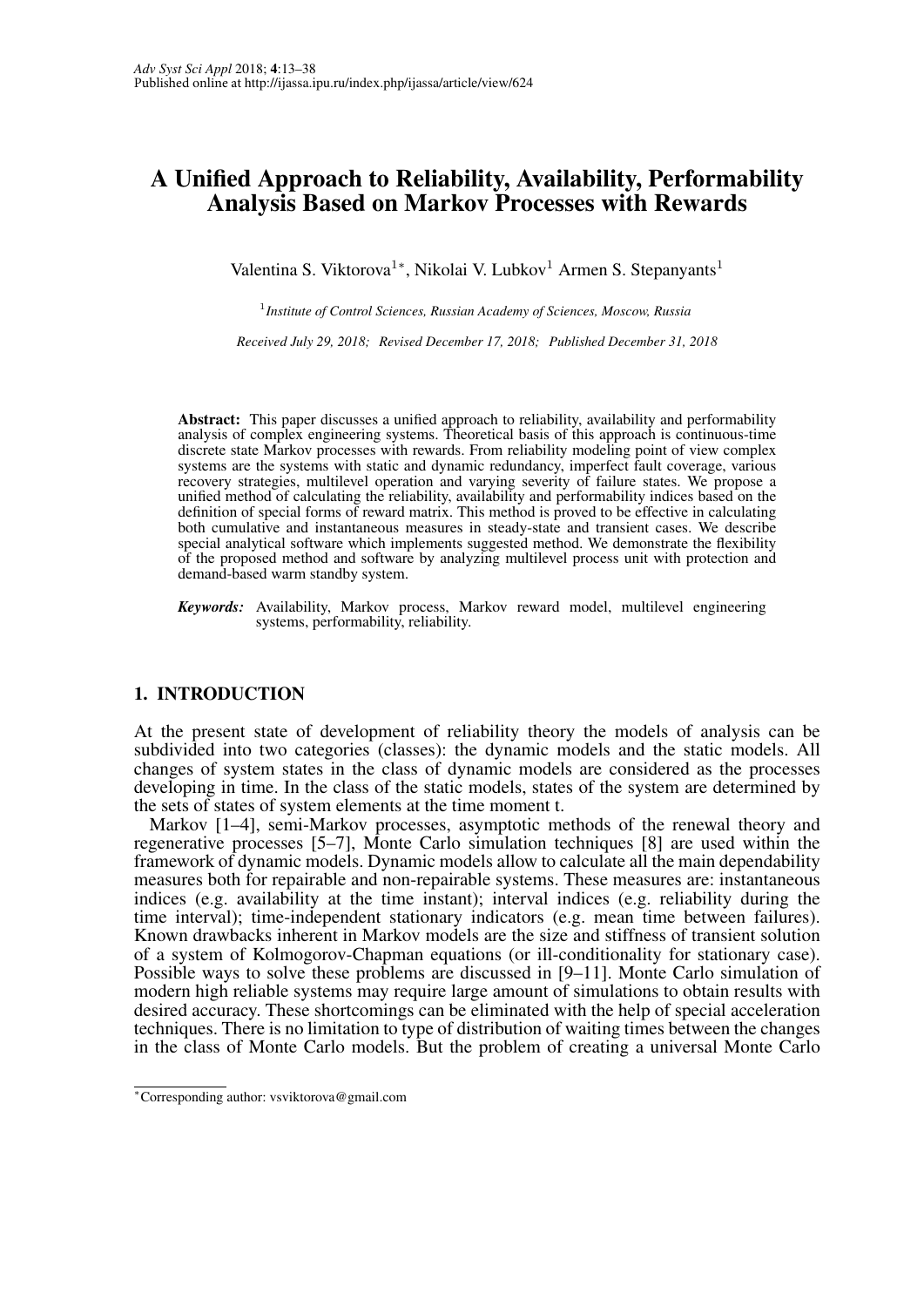# A Unified Approach to Reliability, Availability, Performability Analysis Based on Markov Processes with Rewards

Valentina S. Viktorova[1]*, Nikolai V. Lubkov[1] Armen S. Stepanyants[1]

[1] *Institute of Control Sciences, Russian Academy of Sciences, Moscow, Russia*

*Received July 29, 2018; Revised December 17, 2018; Published December 31, 2018*

**Abstract:** This paper discusses a unified approach to reliability, availability and performability analysis of complex engineering systems. Theoretical basis of this approach is continuous-time discrete state Markov processes with rewards. From reliability modeling point of view complex systems are the systems with static and dynamic redundancy, imperfect fault coverage, various recovery strategies, multilevel operation and varying severity of failure states. We propose a unified method of calculating the reliability, availability and performability indices based on the definition of special forms of reward matrix. This method is proved to be effective in calculating both cumulative and instantaneous measures in steady-state and transient cases. We describe special analytical software which implements suggested method. We demonstrate the flexibility of the proposed method and software by analyzing multilevel process unit with protection and demand-based warm standby system.

***Keywords:*** Availability, Markov process, Markov reward model, multilevel engineering systems, performability, reliability.

## 1. INTRODUCTION

At the present state of development of reliability theory the models of analysis can be subdivided into two categories (classes): the dynamic models and the static models. All changes of system states in the class of dynamic models are considered as the processes developing in time. In the class of the static models, states of the system are determined by the sets of states of system elements at the time moment t.

Markov [1–4], semi-Markov processes, asymptotic methods of the renewal theory and regenerative processes [5–7], Monte Carlo simulation techniques [8] are used within the framework of dynamic models. Dynamic models allow to calculate all the main dependability measures both for repairable and non-repairable systems. These measures are: instantaneous indices (e.g. availability at the time instant); interval indices (e.g. reliability during the time interval); time-independent stationary indicators (e.g. mean time between failures). Known drawbacks inherent in Markov models are the size and stiffness of transient solution of a system of Kolmogorov-Chapman equations (or ill-conditionality for stationary case). Possible ways to solve these problems are discussed in [9–11]. Monte Carlo simulation of modern high reliable systems may require large amount of simulations to obtain results with desired accuracy. These shortcomings can be eliminated with the help of special acceleration techniques. There is no limitation to type of distribution of waiting times between the changes in the class of Monte Carlo models. But the problem of creating a universal Monte Carlo

*Corresponding author: vsviktorova@gmail.com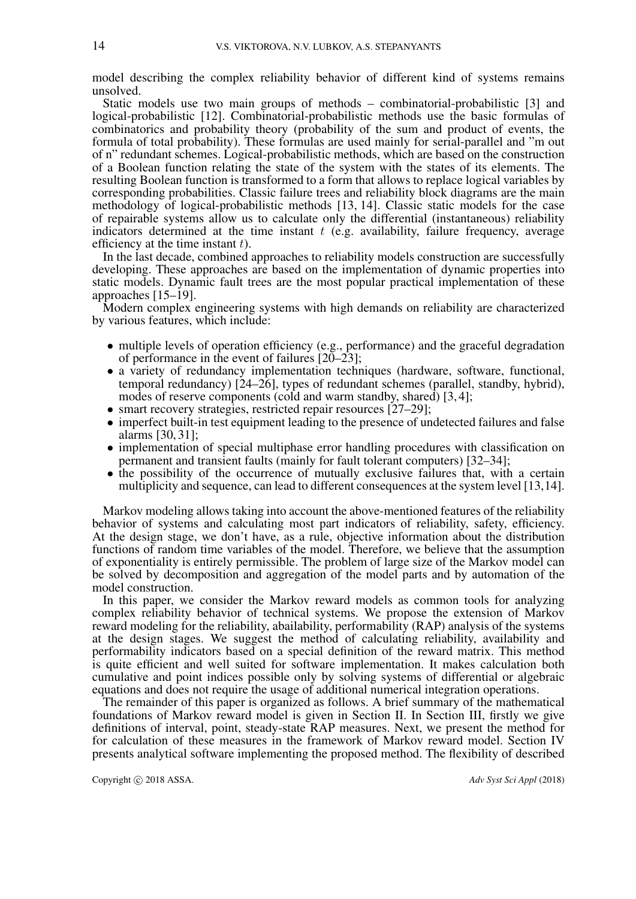model describing the complex reliability behavior of different kind of systems remains unsolved.

Static models use two main groups of methods – combinatorial-probabilistic [3] and logical-probabilistic [12]. Combinatorial-probabilistic methods use the basic formulas of combinatorics and probability theory (probability of the sum and product of events, the formula of total probability). These formulas are used mainly for serial-parallel and "m out of n" redundant schemes. Logical-probabilistic methods, which are based on the construction of a Boolean function relating the state of the system with the states of its elements. The resulting Boolean function is transformed to a form that allows to replace logical variables by corresponding probabilities. Classic failure trees and reliability block diagrams are the main methodology of logical-probabilistic methods [13, 14]. Classic static models for the case of repairable systems allow us to calculate only the differential (instantaneous) reliability indicators determined at the time instant $t$ (e.g. availability, failure frequency, average efficiency at the time instant $t$).

In the last decade, combined approaches to reliability models construction are successfully developing. These approaches are based on the implementation of dynamic properties into static models. Dynamic fault trees are the most popular practical implementation of these approaches [15–19].

Modern complex engineering systems with high demands on reliability are characterized by various features, which include:

- multiple levels of operation efficiency (e.g., performance) and the graceful degradation of performance in the event of failures [20–23];
- a variety of redundancy implementation techniques (hardware, software, functional, temporal redundancy) [24–26], types of redundant schemes (parallel, standby, hybrid), modes of reserve components (cold and warm standby, shared) [3, 4];
- smart recovery strategies, restricted repair resources [27–29];
- imperfect built-in test equipment leading to the presence of undetected failures and false alarms [30, 31];
- implementation of special multiphase error handling procedures with classification on permanent and transient faults (mainly for fault tolerant computers) [32–34];
- the possibility of the occurrence of mutually exclusive failures that, with a certain multiplicity and sequence, can lead to different consequences at the system level [13, 14].

Markov modeling allows taking into account the above-mentioned features of the reliability behavior of systems and calculating most part indicators of reliability, safety, efficiency. At the design stage, we don't have, as a rule, objective information about the distribution functions of random time variables of the model. Therefore, we believe that the assumption of exponentiality is entirely permissible. The problem of large size of the Markov model can be solved by decomposition and aggregation of the model parts and by automation of the model construction.

In this paper, we consider the Markov reward models as common tools for analyzing complex reliability behavior of technical systems. We propose the extension of Markov reward modeling for the reliability, abailability, performability (RAP) analysis of the systems at the design stages. We suggest the method of calculating reliability, availability and performability indicators based on a special definition of the reward matrix. This method is quite efficient and well suited for software implementation. It makes calculation both cumulative and point indices possible only by solving systems of differential or algebraic equations and does not require the usage of additional numerical integration operations.

The remainder of this paper is organized as follows. A brief summary of the mathematical foundations of Markov reward model is given in Section II. In Section III, firstly we give definitions of interval, point, steady-state RAP measures. Next, we present the method for for calculation of these measures in the framework of Markov reward model. Section IV presents analytical software implementing the proposed method. The flexibility of described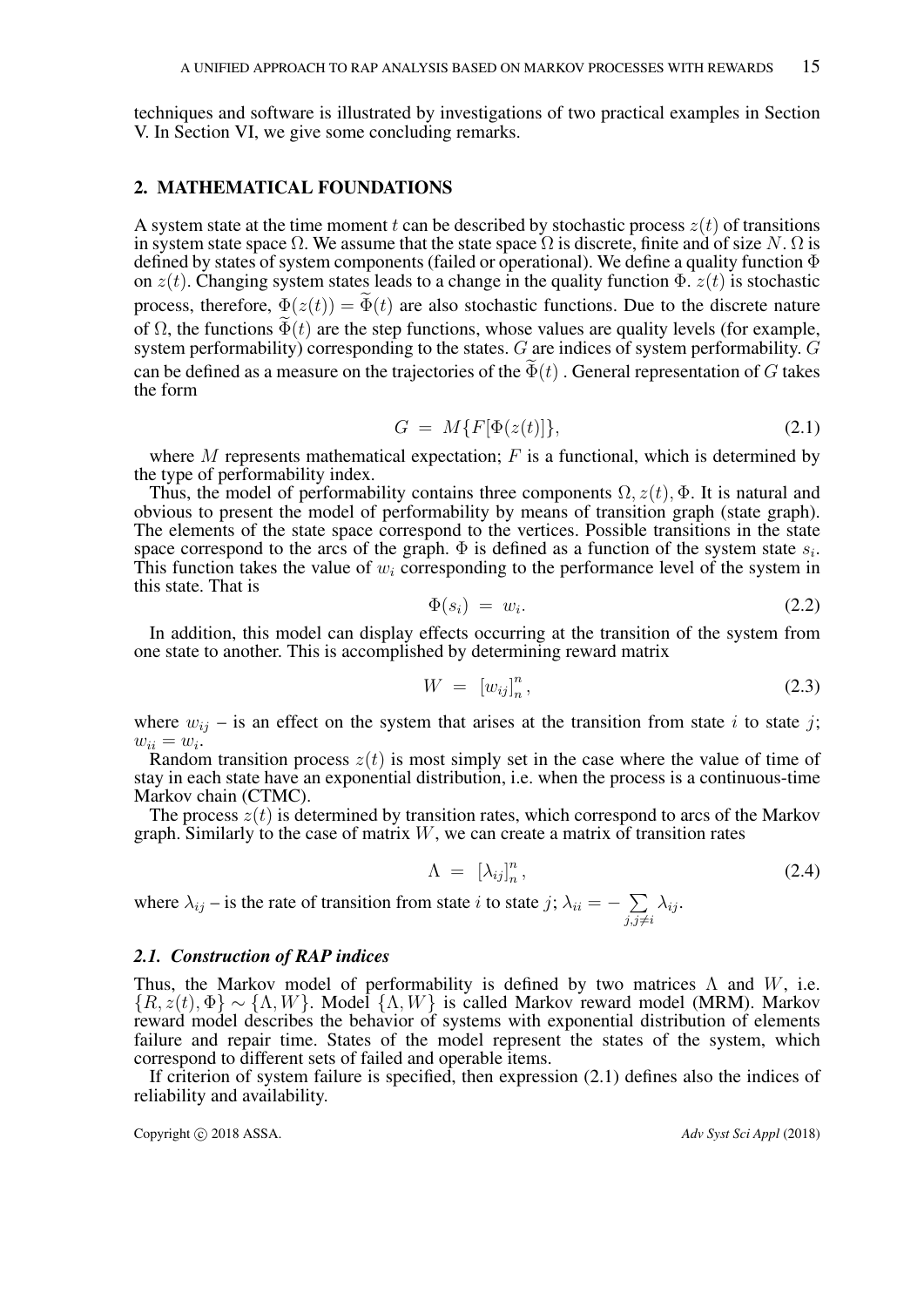techniques and software is illustrated by investigations of two practical examples in Section V. In Section VI, we give some concluding remarks.

## 2. MATHEMATICAL FOUNDATIONS

A system state at the time moment $t$ can be described by stochastic process $z(t)$ of transitions in system state space $\Omega$. We assume that the state space $\Omega$ is discrete, finite and of size $N$. $\Omega$ is defined by states of system components (failed or operational). We define a quality function $\Phi$ on $z(t)$. Changing system states leads to a change in the quality function $\Phi$. $z(t)$ is stochastic process, therefore, $\Phi(z(t)) = \widetilde{\Phi}(t)$ are also stochastic functions. Due to the discrete nature of $\Omega$, the functions $\widetilde{\Phi}(t)$ are the step functions, whose values are quality levels (for example, system performability) corresponding to the states. $G$ are indices of system performability. $G$ can be defined as a measure on the trajectories of the $\widetilde{\Phi}(t)$ . General representation of $G$ takes the form

$$G = M\{F[\Phi(z(t)]\}, \tag{2.1}$$

where $M$ represents mathematical expectation; $F$ is a functional, which is determined by the type of performability index.

Thus, the model of performability contains three components $\Omega, z(t), \Phi$. It is natural and obvious to present the model of performability by means of transition graph (state graph). The elements of the state space correspond to the vertices. Possible transitions in the state space correspond to the arcs of the graph. $\Phi$ is defined as a function of the system state $s_i$. This function takes the value of $w_i$ corresponding to the performance level of the system in this state. That is

$$\Phi(s_i) = w_i. \tag{2.2}$$

In addition, this model can display effects occurring at the transition of the system from one state to another. This is accomplished by determining reward matrix

$$W = [w_{ij}]_n^n, \tag{2.3}$$

where $w_{ij}$ – is an effect on the system that arises at the transition from state $i$ to state $j$; $w_{ii} = w_i$.

Random transition process $z(t)$ is most simply set in the case where the value of time of stay in each state have an exponential distribution, i.e. when the process is a continuous-time Markov chain (CTMC).

The process $z(t)$ is determined by transition rates, which correspond to arcs of the Markov graph. Similarly to the case of matrix $W$, we can create a matrix of transition rates

$$\Lambda = [\lambda_{ij}]_n^n, \tag{2.4}$$

where $\lambda_{ij}$ – is the rate of transition from state $i$ to state $j$; $\lambda_{ii} = -\sum\limits_{j,j\neq i} \lambda_{ij}$.

### *2.1. Construction of RAP indices*

Thus, the Markov model of performability is defined by two matrices $\Lambda$ and $W$, i.e. $\{R, z(t), \Phi\} \sim \{\Lambda, W\}$. Model $\{\Lambda, W\}$ is called Markov reward model (MRM). Markov reward model describes the behavior of systems with exponential distribution of elements failure and repair time. States of the model represent the states of the system, which correspond to different sets of failed and operable items.

If criterion of system failure is specified, then expression (2.1) defines also the indices of reliability and availability.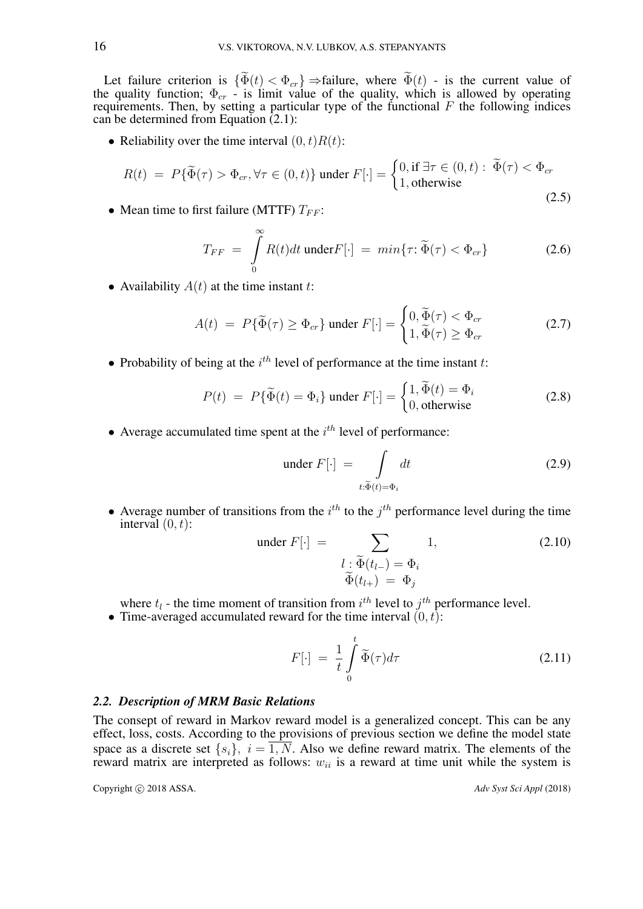Let failure criterion is $\{\widetilde{\Phi}(t) < \Phi_{cr}\} \Rightarrow$failure, where $\widetilde{\Phi}(t)$ - is the current value of the quality function; $\Phi_{cr}$ - is limit value of the quality, which is allowed by operating requirements. Then, by setting a particular type of the functional $F$ the following indices can be determined from Equation (2.1):

- Reliability over the time interval $(0, t) R(t)$:

$$R(t) \;=\; P\{\widetilde{\Phi}(\tau) > \Phi_{cr}, \forall\tau \in (0, t)\} \text{ under } F[\cdot] = \begin{cases} 0, \text{if } \exists\tau \in (0, t): \; \widetilde{\Phi}(\tau) < \Phi_{cr} \\ 1, \text{otherwise} \end{cases} \tag{2.5}$$

- Mean time to first failure (MTTF) $T_{FF}$:

$$T_{FF} \;=\; \int\limits_{0}^{\infty} R(t)dt \text{ under} F[\cdot] \;=\; min\{\tau\colon \widetilde{\Phi}(\tau) < \Phi_{cr}\} \tag{2.6}$$

- Availability $A(t)$ at the time instant $t$:

$$A(t) \;=\; P\{\widetilde{\Phi}(\tau) \geq \Phi_{cr}\} \text{ under } F[\cdot] \;=\; \begin{cases} 0, \widetilde{\Phi}(\tau) < \Phi_{cr} \\ 1, \widetilde{\Phi}(\tau) \geq \Phi_{cr} \end{cases} \tag{2.7}$$

- Probability of being at the $i^{th}$ level of performance at the time instant $t$:

$$P(t) \;=\; P\{\widetilde{\Phi}(t) = \Phi_i\} \text{ under } F[\cdot] = \begin{cases} 1, \widetilde{\Phi}(t) = \Phi_i \\ 0, \text{otherwise} \end{cases} \tag{2.8}$$

- Average accumulated time spent at the $i^{th}$ level of performance:

$$\text{under } F[\cdot] \;=\; \int\limits_{t:\widetilde{\Phi}(t)=\Phi_i} dt \tag{2.9}$$

- Average number of transitions from the $i^{th}$ to the $j^{th}$ performance level during the time interval $(0, t)$:

$$\text{under } F[\cdot] \;=\; \sum_{\substack{l \,:\, \widetilde{\Phi}(t_{l-}) = \Phi_i \\ \widetilde{\Phi}(t_{l+}) \;=\; \Phi_j}} 1, \tag{2.10}$$

where $t_l$ - the time moment of transition from $i^{th}$ level to $j^{th}$ performance level.

- Time-averaged accumulated reward for the time interval $(0, t)$:

$$F[\cdot] \;=\; \frac{1}{t}\int\limits_{0}^{t} \widetilde{\Phi}(\tau)d\tau \tag{2.11}$$

### 2.2. Description of MRM Basic Relations

The consept of reward in Markov reward model is a generalized concept. This can be any effect, loss, costs. According to the provisions of previous section we define the model state space as a discrete set $\{s_i\}, \; i = \overline{1, N}$. Also we define reward matrix. The elements of the reward matrix are interpreted as follows: $w_{ii}$ is a reward at time unit while the system is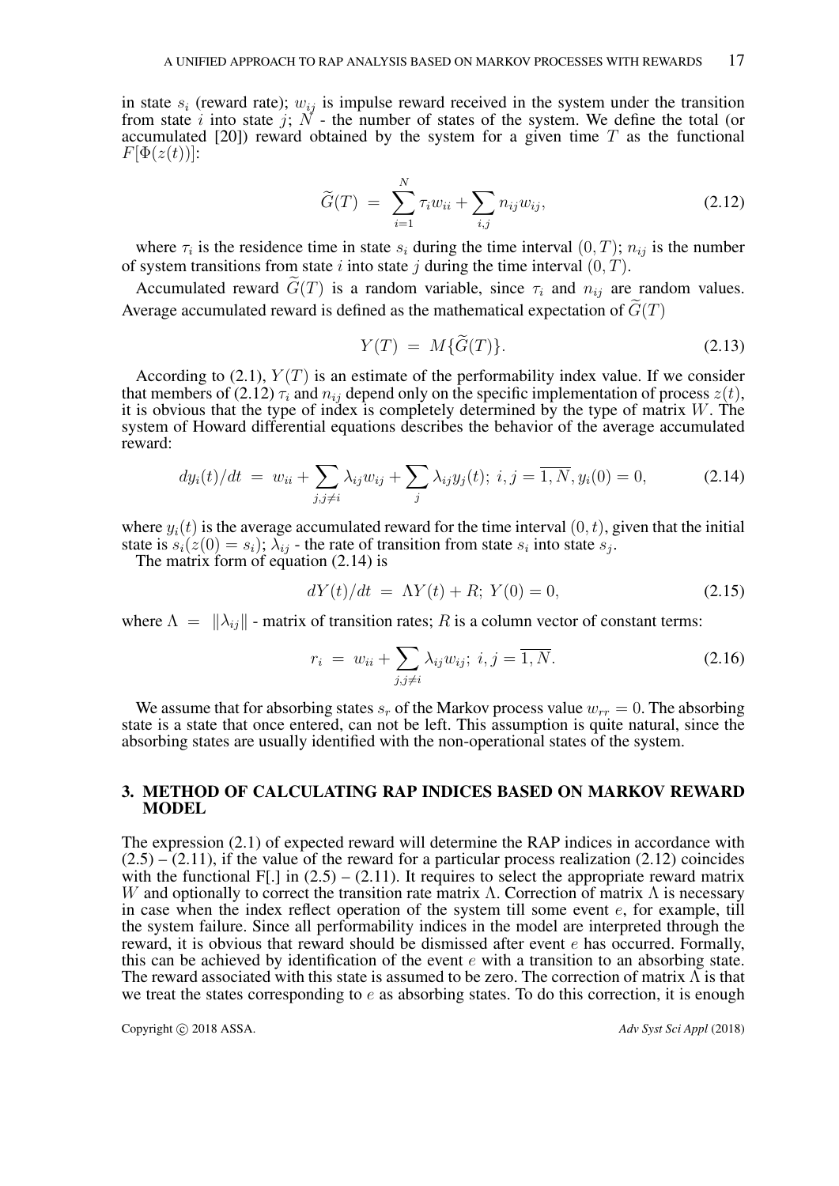in state $s_i$ (reward rate); $w_{ij}$ is impulse reward received in the system under the transition from state $i$ into state $j$; $N$ - the number of states of the system. We define the total (or accumulated [20]) reward obtained by the system for a given time $T$ as the functional $F[\Phi(z(t))]$:

$$\widetilde{G}(T) \; = \; \sum_{i=1}^{N} \tau_i w_{ii} + \sum_{i,j} n_{ij} w_{ij}, \tag{2.12}$$

where $\tau_i$ is the residence time in state $s_i$ during the time interval $(0, T)$; $n_{ij}$ is the number of system transitions from state $i$ into state $j$ during the time interval $(0, T)$.

Accumulated reward $\widetilde{G}(T)$ is a random variable, since $\tau_i$ and $n_{ij}$ are random values. Average accumulated reward is defined as the mathematical expectation of $\widetilde{G}(T)$

$$Y(T) \; = \; M\{\widetilde{G}(T)\}. \tag{2.13}$$

According to (2.1), $Y(T)$ is an estimate of the performability index value. If we consider that members of (2.12) $\tau_i$ and $n_{ij}$ depend only on the specific implementation of process $z(t)$, it is obvious that the type of index is completely determined by the type of matrix $W$. The system of Howard differential equations describes the behavior of the average accumulated reward:

$$dy_i(t)/dt \; = \; w_{ii} + \sum_{j,j \neq i} \lambda_{ij} w_{ij} + \sum_{j} \lambda_{ij} y_j(t); \; i,j = \overline{1,N}, y_i(0) = 0, \tag{2.14}$$

where $y_i(t)$ is the average accumulated reward for the time interval $(0, t)$, given that the initial state is $s_i (z(0) = s_i)$; $\lambda_{ij}$ - the rate of transition from state $s_i$ into state $s_j$.

The matrix form of equation (2.14) is

$$dY(t)/dt \; = \; \Lambda Y(t) + R; \; Y(0) = 0, \tag{2.15}$$

where $\Lambda \; = \; \|\lambda_{ij}\|$ - matrix of transition rates; $R$ is a column vector of constant terms:

$$r_i \; = \; w_{ii} + \sum_{j,j \neq i} \lambda_{ij} w_{ij}; \; i,j = \overline{1,N}. \tag{2.16}$$

We assume that for absorbing states $s_r$ of the Markov process value $w_{rr} = 0$. The absorbing state is a state that once entered, can not be left. This assumption is quite natural, since the absorbing states are usually identified with the non-operational states of the system.

## 3. METHOD OF CALCULATING RAP INDICES BASED ON MARKOV REWARD MODEL

The expression (2.1) of expected reward will determine the RAP indices in accordance with (2.5) – (2.11), if the value of the reward for a particular process realization (2.12) coincides with the functional F[.] in (2.5) – (2.11). It requires to select the appropriate reward matrix $W$ and optionally to correct the transition rate matrix $\Lambda$. Correction of matrix $\Lambda$ is necessary in case when the index reflect operation of the system till some event $e$, for example, till the system failure. Since all performability indices in the model are interpreted through the reward, it is obvious that reward should be dismissed after event $e$ has occurred. Formally, this can be achieved by identification of the event $e$ with a transition to an absorbing state. The reward associated with this state is assumed to be zero. The correction of matrix $\Lambda$ is that we treat the states corresponding to $e$ as absorbing states. To do this correction, it is enough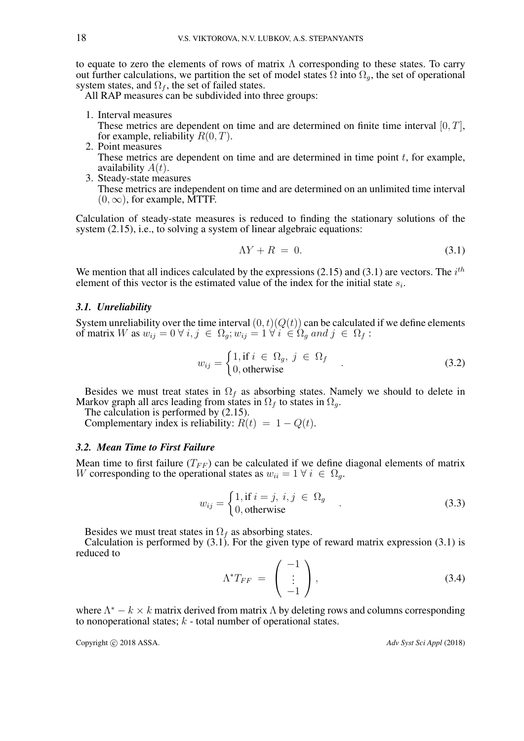to equate to zero the elements of rows of matrix $\Lambda$ corresponding to these states. To carry out further calculations, we partition the set of model states $\Omega$ into $\Omega_g$, the set of operational system states, and $\Omega_f$, the set of failed states.

All RAP measures can be subdivided into three groups:

1. Interval measures
   These metrics are dependent on time and are determined on finite time interval $[0, T]$, for example, reliability $R(0, T)$.
2. Point measures
   These metrics are dependent on time and are determined in time point $t$, for example, availability $A(t)$.
3. Steady-state measures
   These metrics are independent on time and are determined on an unlimited time interval $(0, \infty)$, for example, MTTF.

Calculation of steady-state measures is reduced to finding the stationary solutions of the system (2.15), i.e., to solving a system of linear algebraic equations:

$$\Lambda Y + R \;=\; 0. \tag{3.1}$$

We mention that all indices calculated by the expressions (2.15) and (3.1) are vectors. The $i^{th}$ element of this vector is the estimated value of the index for the initial state $s_i$.

### 3.1. Unreliability

System unreliability over the time interval $(0, t)(Q(t))$ can be calculated if we define elements of matrix $W$ as $w_{ij} = 0 \; \forall \; i, j \; \in \; \Omega_g; w_{ij} = 1 \; \forall \; i \; \in \Omega_g \; and \; j \; \in \; \Omega_f :$

$$w_{ij} = \begin{cases} 1, \text{if } i \; \in \; \Omega_g, \; j \; \in \; \Omega_f \\ 0, \text{otherwise} \end{cases} . \tag{3.2}$$

Besides we must treat states in $\Omega_f$ as absorbing states. Namely we should to delete in Markov graph all arcs leading from states in $\Omega_f$ to states in $\Omega_g$.

The calculation is performed by (2.15).

Complementary index is reliability: $R(t) \;=\; 1 - Q(t)$.

### 3.2. Mean Time to First Failure

Mean time to first failure ($T_{FF}$) can be calculated if we define diagonal elements of matrix $W$ corresponding to the operational states as $w_{ii} = 1 \; \forall \; i \; \in \; \Omega_g$.

$$w_{ij} = \begin{cases} 1, \text{if } i = j, \; i, j \; \in \; \Omega_g \\ 0, \text{otherwise} \end{cases} . \tag{3.3}$$

Besides we must treat states in $\Omega_f$ as absorbing states.

Calculation is performed by (3.1). For the given type of reward matrix expression (3.1) is reduced to

$$\Lambda^* T_{FF} \;=\; \begin{pmatrix} -1 \\ \vdots \\ -1 \end{pmatrix}, \tag{3.4}$$

where $\Lambda^* - k \times k$ matrix derived from matrix $\Lambda$ by deleting rows and columns corresponding to nonoperational states; $k$ - total number of operational states.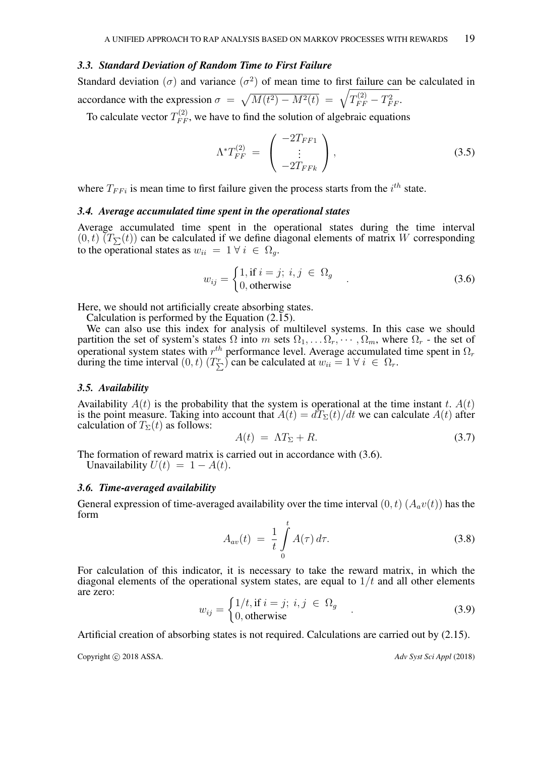### 3.3. *Standard Deviation of Random Time to First Failure*

Standard deviation ($\sigma$) and variance ($\sigma^2$) of mean time to first failure can be calculated in accordance with the expression $\sigma = \sqrt{M(t^2) - M^2(t)} = \sqrt{T_{FF}^{(2)} - T_{FF}^2}$.

To calculate vector $T_{FF}^{(2)}$, we have to find the solution of algebraic equations

$$\Lambda^* T_{FF}^{(2)} = \begin{pmatrix} -2T_{FF1} \\ \vdots \\ -2T_{FFk} \end{pmatrix}, \tag{3.5}$$

where $T_{FFi}$ is mean time to first failure given the process starts from the $i^{th}$ state.

### 3.4. *Average accumulated time spent in the operational states*

Average accumulated time spent in the operational states during the time interval $(0, t)$ ($T_{\sum}(t)$) can be calculated if we define diagonal elements of matrix $W$ corresponding to the operational states as $w_{ii} = 1 \; \forall \; i \in \Omega_g$.

$$w_{ij} = \begin{cases} 1, \text{if } i = j; \; i, j \in \Omega_g \\ 0, \text{otherwise} \end{cases} . \tag{3.6}$$

Here, we should not artificially create absorbing states.

Calculation is performed by the Equation (2.15).

We can also use this index for analysis of multilevel systems. In this case we should partition the set of system's states $\Omega$ into $m$ sets $\Omega_1, \ldots \Omega_r, \cdots, \Omega_m$, where $\Omega_r$ - the set of operational system states with $r^{th}$ performance level. Average accumulated time spent in $\Omega_r$ during the time interval $(0, t)$ ($T_{\sum}^r$) can be calculated at $w_{ii} = 1 \; \forall \; i \in \Omega_r$.

### 3.5. *Availability*

Availability $A(t)$ is the probability that the system is operational at the time instant $t$. $A(t)$ is the point measure. Taking into account that $A(t) = dT_{\Sigma}(t)/dt$ we can calculate $A(t)$ after calculation of $T_{\Sigma}(t)$ as follows:

$$A(t) = \Lambda T_{\Sigma} + R. \tag{3.7}$$

The formation of reward matrix is carried out in accordance with (3.6).

Unavailability $U(t) = 1 - A(t)$.

### 3.6. *Time-averaged availability*

General expression of time-averaged availability over the time interval $(0, t)$ ($A_a v(t)$) has the form

$$A_{av}(t) = \frac{1}{t} \int_0^t A(\tau) \, d\tau. \tag{3.8}$$

For calculation of this indicator, it is necessary to take the reward matrix, in which the diagonal elements of the operational system states, are equal to $1/t$ and all other elements are zero:

$$w_{ij} = \begin{cases} 1/t, \text{if } i = j; \; i, j \in \Omega_g \\ 0, \text{otherwise} \end{cases} . \tag{3.9}$$

Artificial creation of absorbing states is not required. Calculations are carried out by (2.15).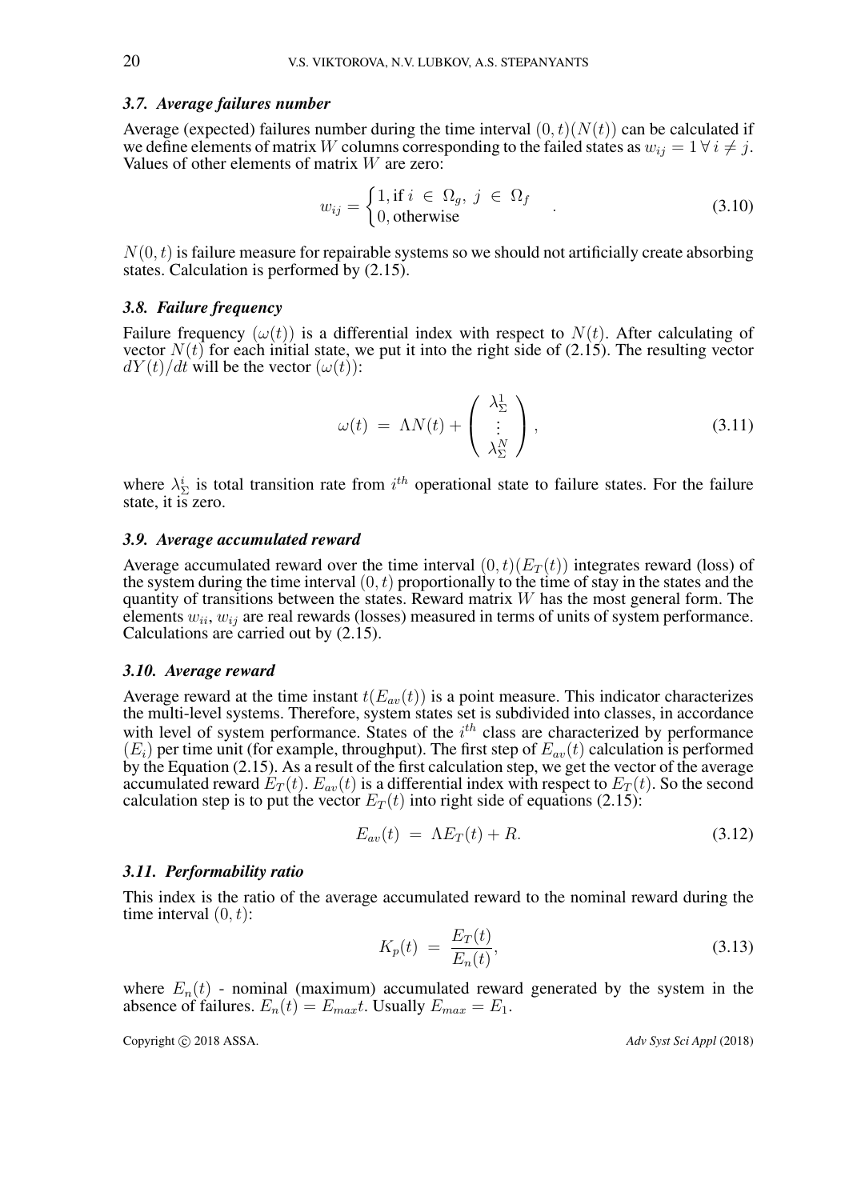### 3.7. Average failures number

Average (expected) failures number during the time interval $(0, t)(N(t))$ can be calculated if we define elements of matrix $W$ columns corresponding to the failed states as $w_{ij} = 1 \, \forall \, i \neq j$. Values of other elements of matrix $W$ are zero:

$$w_{ij} = \begin{cases} 1, \text{if } i \in \Omega_g, \; j \in \Omega_f \\ 0, \text{otherwise} \end{cases} . \tag{3.10}$$

$N(0, t)$ is failure measure for repairable systems so we should not artificially create absorbing states. Calculation is performed by (2.15).

### 3.8. Failure frequency

Failure frequency $(\omega(t))$ is a differential index with respect to $N(t)$. After calculating of vector $N(t)$ for each initial state, we put it into the right side of (2.15). The resulting vector $dY(t)/dt$ will be the vector $(\omega(t))$:

$$\omega(t) \; = \; \Lambda N(t) + \begin{pmatrix} \lambda_\Sigma^1 \\ \vdots \\ \lambda_\Sigma^N \end{pmatrix}, \tag{3.11}$$

where $\lambda_\Sigma^i$ is total transition rate from $i^{th}$ operational state to failure states. For the failure state, it is zero.

### 3.9. Average accumulated reward

Average accumulated reward over the time interval $(0, t)(E_T(t))$ integrates reward (loss) of the system during the time interval $(0, t)$ proportionally to the time of stay in the states and the quantity of transitions between the states. Reward matrix $W$ has the most general form. The elements $w_{ii}$, $w_{ij}$ are real rewards (losses) measured in terms of units of system performance. Calculations are carried out by (2.15).

### 3.10. Average reward

Average reward at the time instant $t(E_{av}(t))$ is a point measure. This indicator characterizes the multi-level systems. Therefore, system states set is subdivided into classes, in accordance with level of system performance. States of the $i^{th}$ class are characterized by performance $(E_i)$ per time unit (for example, throughput). The first step of $E_{av}(t)$ calculation is performed by the Equation (2.15). As a result of the first calculation step, we get the vector of the average accumulated reward $E_T(t)$. $E_{av}(t)$ is a differential index with respect to $E_T(t)$. So the second calculation step is to put the vector $E_T(t)$ into right side of equations (2.15):

$$E_{av}(t) \; = \; \Lambda E_T(t) + R. \tag{3.12}$$

### 3.11. Performability ratio

This index is the ratio of the average accumulated reward to the nominal reward during the time interval $(0, t)$:

$$K_p(t) \; = \; \frac{E_T(t)}{E_n(t)}, \tag{3.13}$$

where $E_n(t)$ - nominal (maximum) accumulated reward generated by the system in the absence of failures. $E_n(t) = E_{max}t$. Usually $E_{max} = E_1$.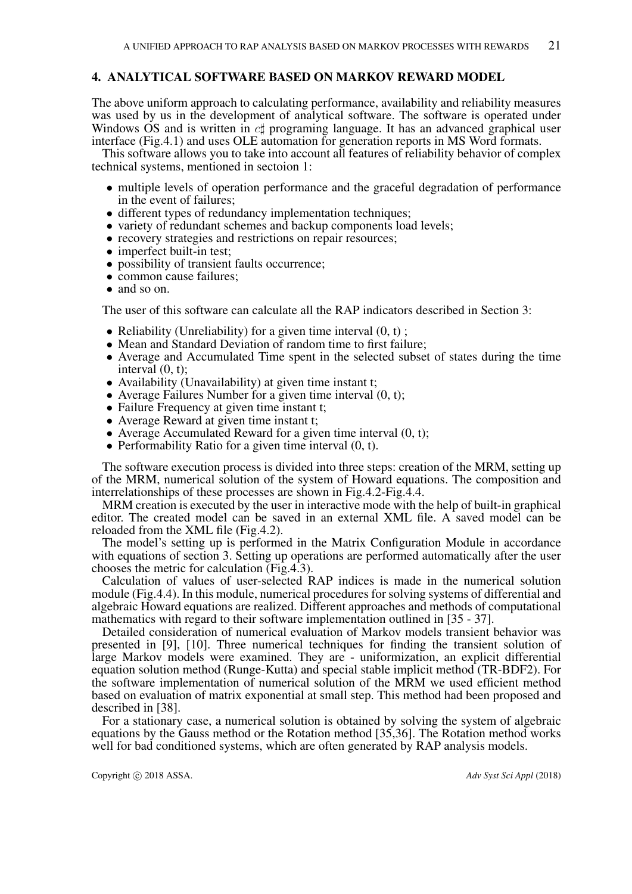## 4. ANALYTICAL SOFTWARE BASED ON MARKOV REWARD MODEL

The above uniform approach to calculating performance, availability and reliability measures was used by us in the development of analytical software. The software is operated under Windows OS and is written in $c\sharp$ programing language. It has an advanced graphical user interface (Fig.4.1) and uses OLE automation for generation reports in MS Word formats.

This software allows you to take into account all features of reliability behavior of complex technical systems, mentioned in sectoion 1:

- multiple levels of operation performance and the graceful degradation of performance in the event of failures;
- different types of redundancy implementation techniques;
- variety of redundant schemes and backup components load levels;
- recovery strategies and restrictions on repair resources;
- imperfect built-in test;
- possibility of transient faults occurrence;
- common cause failures;
- and so on.

The user of this software can calculate all the RAP indicators described in Section 3:

- Reliability (Unreliability) for a given time interval (0, t) ;
- Mean and Standard Deviation of random time to first failure;
- Average and Accumulated Time spent in the selected subset of states during the time interval (0, t);
- Availability (Unavailability) at given time instant t;
- Average Failures Number for a given time interval (0, t);
- Failure Frequency at given time instant t;
- Average Reward at given time instant t;
- Average Accumulated Reward for a given time interval (0, t);
- Performability Ratio for a given time interval (0, t).

The software execution process is divided into three steps: creation of the MRM, setting up of the MRM, numerical solution of the system of Howard equations. The composition and interrelationships of these processes are shown in Fig.4.2-Fig.4.4.

MRM creation is executed by the user in interactive mode with the help of built-in graphical editor. The created model can be saved in an external XML file. A saved model can be reloaded from the XML file (Fig.4.2).

The model's setting up is performed in the Matrix Configuration Module in accordance with equations of section 3. Setting up operations are performed automatically after the user chooses the metric for calculation (Fig.4.3).

Calculation of values of user-selected RAP indices is made in the numerical solution module (Fig.4.4). In this module, numerical procedures for solving systems of differential and algebraic Howard equations are realized. Different approaches and methods of computational mathematics with regard to their software implementation outlined in [35 - 37].

Detailed consideration of numerical evaluation of Markov models transient behavior was presented in [9], [10]. Three numerical techniques for finding the transient solution of large Markov models were examined. They are - uniformization, an explicit differential equation solution method (Runge-Kutta) and special stable implicit method (TR-BDF2). For the software implementation of numerical solution of the MRM we used efficient method based on evaluation of matrix exponential at small step. This method had been proposed and described in [38].

For a stationary case, a numerical solution is obtained by solving the system of algebraic equations by the Gauss method or the Rotation method [35,36]. The Rotation method works well for bad conditioned systems, which are often generated by RAP analysis models.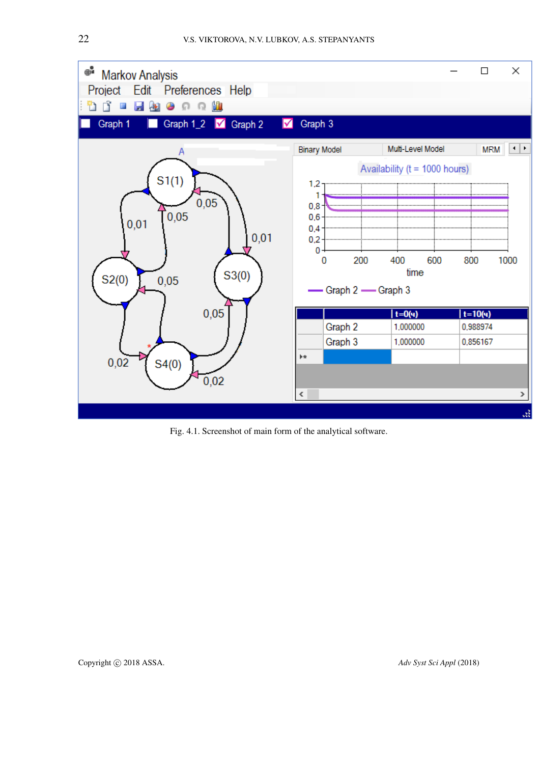Fig. 4.1. Screenshot of main form of the analytical software.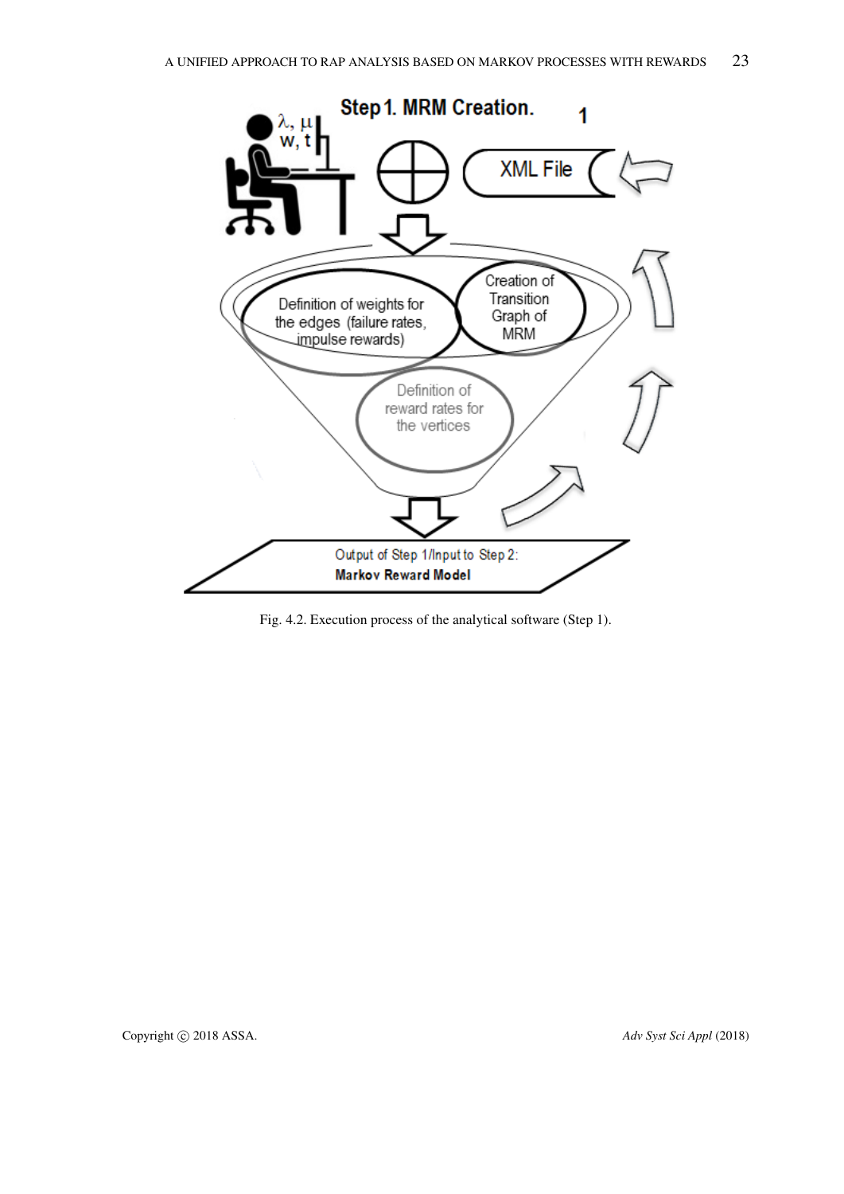Fig. 4.2. Execution process of the analytical software (Step 1).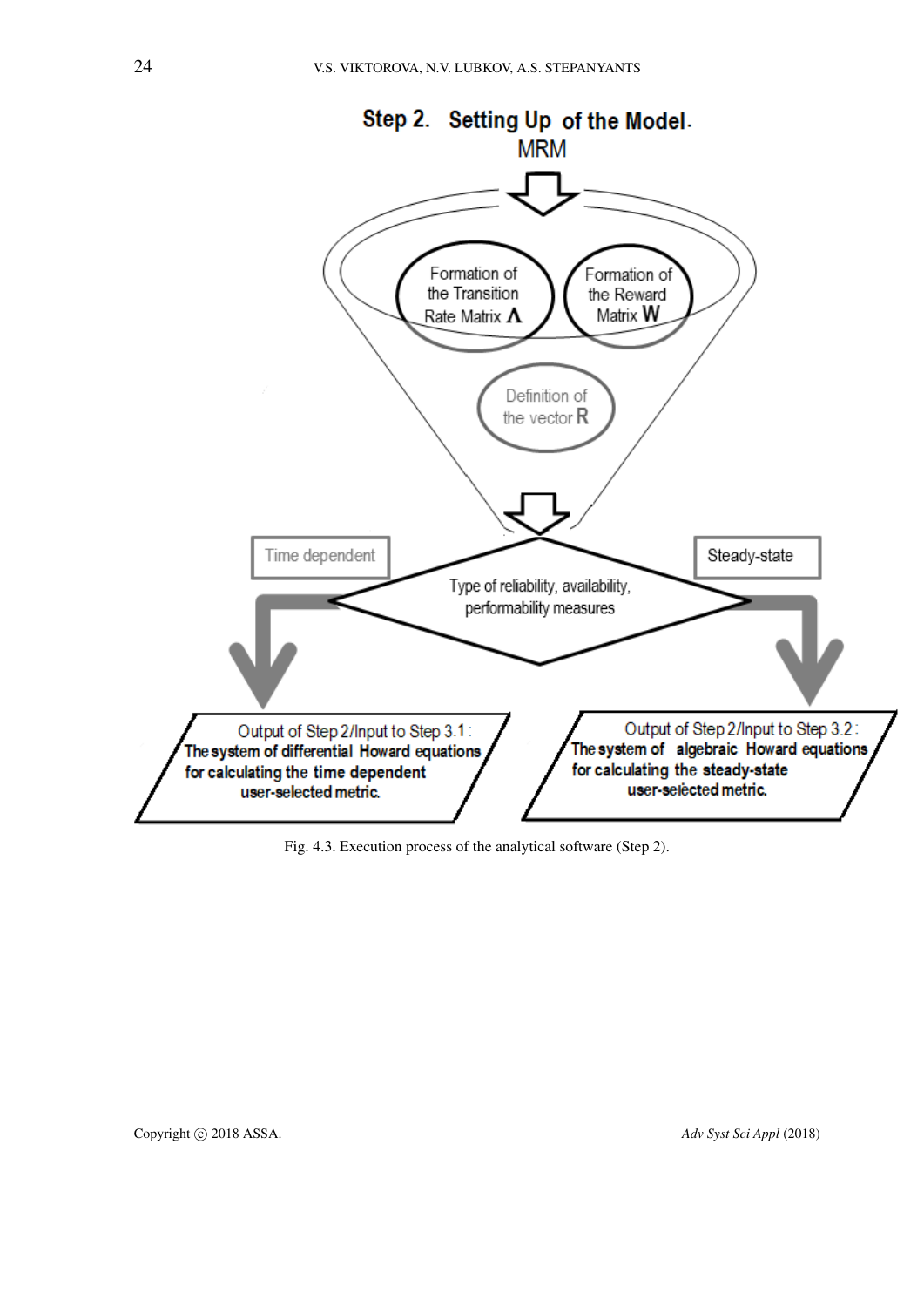**Step 2. Setting Up of the Model.**

MRM

Formation of the Transition Rate Matrix $\mathbf{\Lambda}$

Formation of the Reward Matrix $\mathbf{W}$

Definition of the vector $\mathbf{R}$

Type of reliability, availability, performability measures

Time dependent

Steady-state

Output of Step 2/Input to Step 3.1 : **The system of differential Howard equations for calculating the time dependent user-selected metric.**

Output of Step 2/Input to Step 3.2 : **The system of algebraic Howard equations for calculating the steady-state user-selected metric.**

Fig. 4.3. Execution process of the analytical software (Step 2).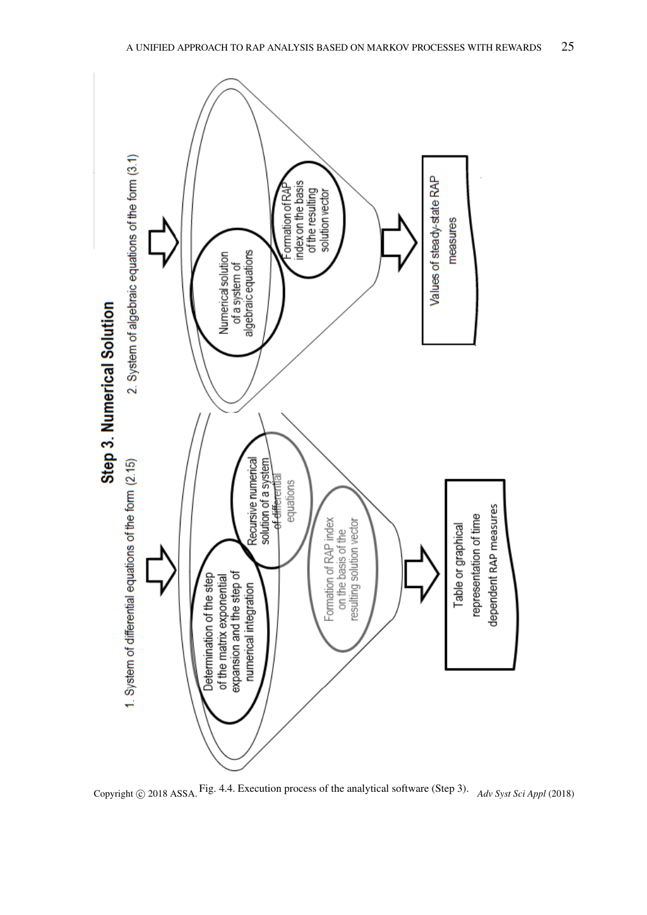**Step 3. Numerical Solution**

1. System of differential equations of the form (2.15)

Determination of the step of the matrix exponential expansion and the step of numerical integration

Recursive numerical solution of a system of differential equations

Formation of RAP index on the basis of the resulting solution vector

Table or graphical representation of time dependent RAP measures

2. System of algebraic equations of the form (3.1)

Numerical solution of a system of algebraic equations

Formation of RAP index on the basis of the resulting solution vector

Values of steady-state RAP measures

Fig. 4.4. Execution process of the analytical software (Step 3).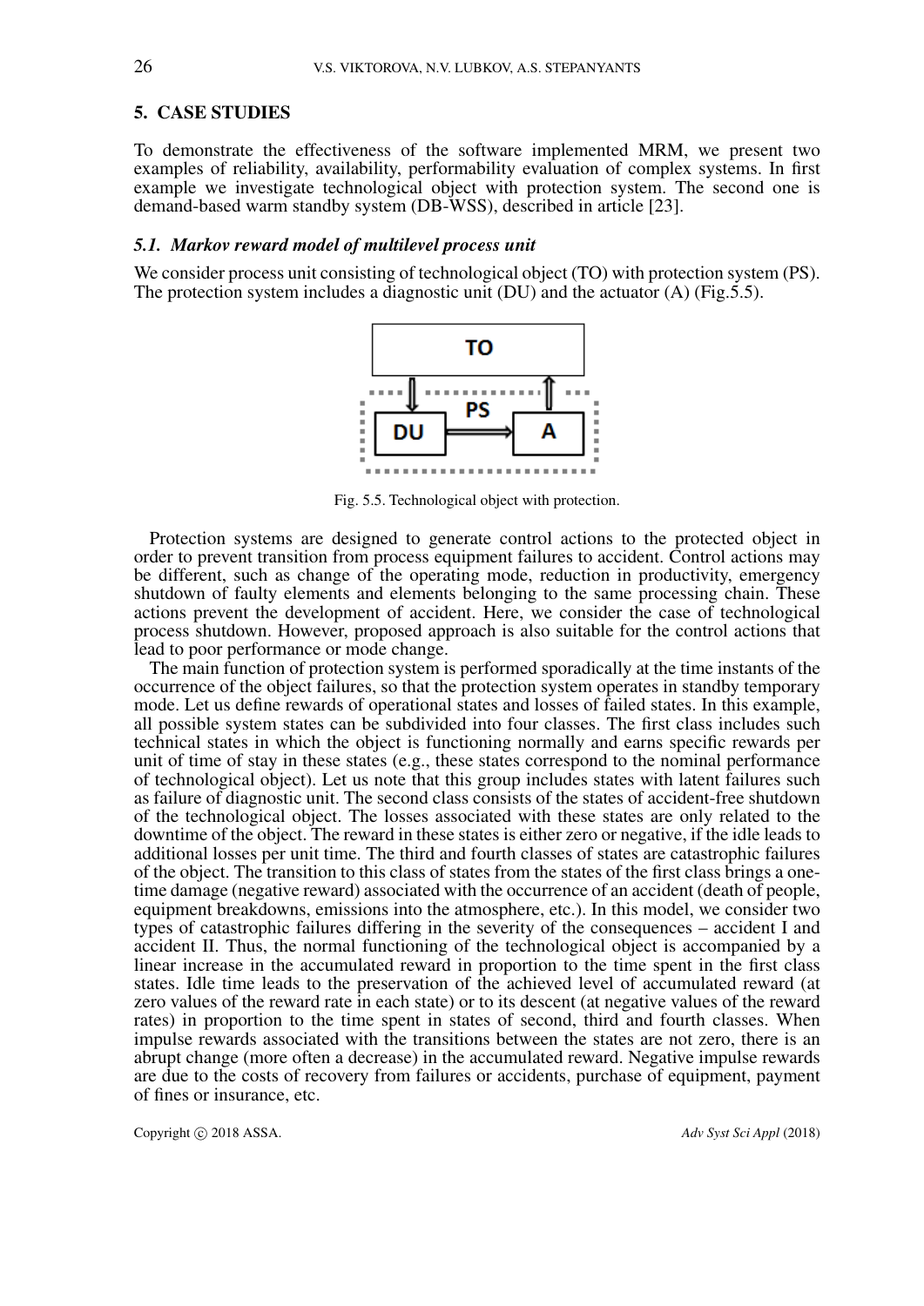## 5. CASE STUDIES

To demonstrate the effectiveness of the software implemented MRM, we present two examples of reliability, availability, performability evaluation of complex systems. In first example we investigate technological object with protection system. The second one is demand-based warm standby system (DB-WSS), described in article [23].

### *5.1. Markov reward model of multilevel process unit*

We consider process unit consisting of technological object (TO) with protection system (PS). The protection system includes a diagnostic unit (DU) and the actuator (A) (Fig.5.5).

Fig. 5.5. Technological object with protection.

Protection systems are designed to generate control actions to the protected object in order to prevent transition from process equipment failures to accident. Control actions may be different, such as change of the operating mode, reduction in productivity, emergency shutdown of faulty elements and elements belonging to the same processing chain. These actions prevent the development of accident. Here, we consider the case of technological process shutdown. However, proposed approach is also suitable for the control actions that lead to poor performance or mode change.

The main function of protection system is performed sporadically at the time instants of the occurrence of the object failures, so that the protection system operates in standby temporary mode. Let us define rewards of operational states and losses of failed states. In this example, all possible system states can be subdivided into four classes. The first class includes such technical states in which the object is functioning normally and earns specific rewards per unit of time of stay in these states (e.g., these states correspond to the nominal performance of technological object). Let us note that this group includes states with latent failures such as failure of diagnostic unit. The second class consists of the states of accident-free shutdown of the technological object. The losses associated with these states are only related to the downtime of the object. The reward in these states is either zero or negative, if the idle leads to additional losses per unit time. The third and fourth classes of states are catastrophic failures of the object. The transition to this class of states from the states of the first class brings a one-time damage (negative reward) associated with the occurrence of an accident (death of people, equipment breakdowns, emissions into the atmosphere, etc.). In this model, we consider two types of catastrophic failures differing in the severity of the consequences – accident I and accident II. Thus, the normal functioning of the technological object is accompanied by a linear increase in the accumulated reward in proportion to the time spent in the first class states. Idle time leads to the preservation of the achieved level of accumulated reward (at zero values of the reward rate in each state) or to its descent (at negative values of the reward rates) in proportion to the time spent in states of second, third and fourth classes. When impulse rewards associated with the transitions between the states are not zero, there is an abrupt change (more often a decrease) in the accumulated reward. Negative impulse rewards are due to the costs of recovery from failures or accidents, purchase of equipment, payment of fines or insurance, etc.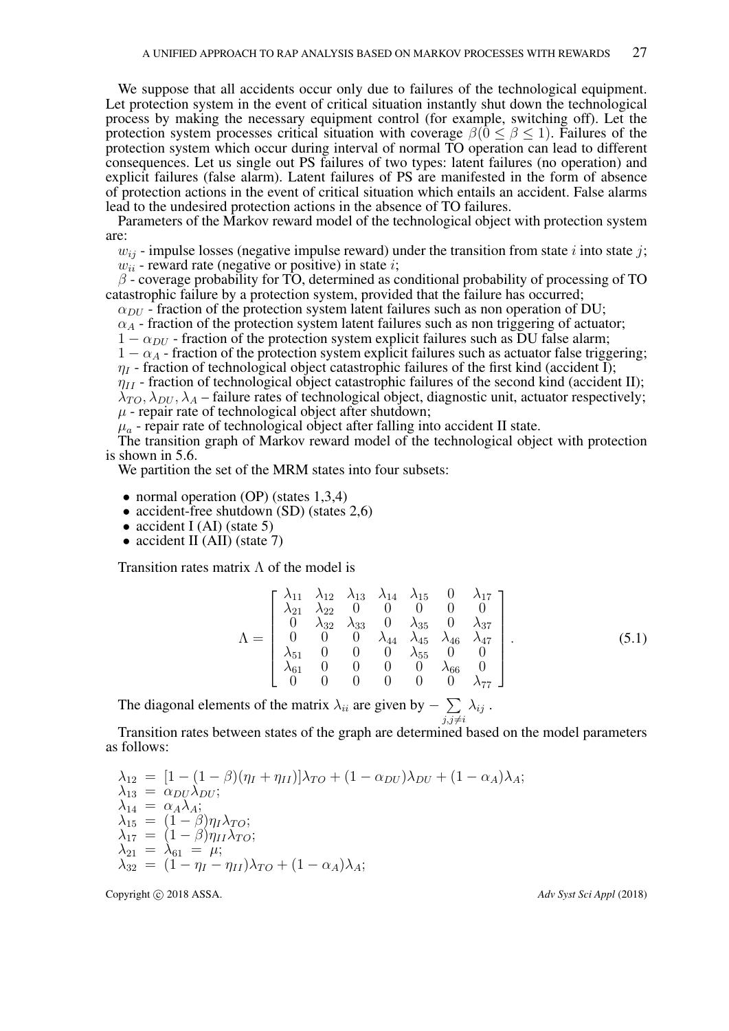We suppose that all accidents occur only due to failures of the technological equipment. Let protection system in the event of critical situation instantly shut down the technological process by making the necessary equipment control (for example, switching off). Let the protection system processes critical situation with coverage $\beta (0 \leq \beta \leq 1)$. Failures of the protection system which occur during interval of normal TO operation can lead to different consequences. Let us single out PS failures of two types: latent failures (no operation) and explicit failures (false alarm). Latent failures of PS are manifested in the form of absence of protection actions in the event of critical situation which entails an accident. False alarms lead to the undesired protection actions in the absence of TO failures.

Parameters of the Markov reward model of the technological object with protection system are:

$w_{ij}$ - impulse losses (negative impulse reward) under the transition from state $i$ into state $j$;
$w_{ii}$ - reward rate (negative or positive) in state $i$;
$\beta$ - coverage probability for TO, determined as conditional probability of processing of TO catastrophic failure by a protection system, provided that the failure has occurred;
$\alpha_{DU}$ - fraction of the protection system latent failures such as non operation of DU;
$\alpha_A$ - fraction of the protection system latent failures such as non triggering of actuator;
$1 - \alpha_{DU}$ - fraction of the protection system explicit failures such as DU false alarm;
$1 - \alpha_A$ - fraction of the protection system explicit failures such as actuator false triggering;
$\eta_I$ - fraction of technological object catastrophic failures of the first kind (accident I);
$\eta_{II}$ - fraction of technological object catastrophic failures of the second kind (accident II);
$\lambda_{TO}, \lambda_{DU}, \lambda_A$ – failure rates of technological object, diagnostic unit, actuator respectively;
$\mu$ - repair rate of technological object after shutdown;
$\mu_a$ - repair rate of technological object after falling into accident II state.

The transition graph of Markov reward model of the technological object with protection is shown in 5.6.

We partition the set of the MRM states into four subsets:

- normal operation (OP) (states 1,3,4)
- accident-free shutdown (SD) (states 2,6)
- accident I (AI) (state 5)
- accident II (AII) (state 7)

Transition rates matrix $\Lambda$ of the model is

$$\Lambda = \begin{bmatrix} \lambda_{11} & \lambda_{12} & \lambda_{13} & \lambda_{14} & \lambda_{15} & 0 & \lambda_{17} \\ \lambda_{21} & \lambda_{22} & 0 & 0 & 0 & 0 & 0 \\ 0 & \lambda_{32} & \lambda_{33} & 0 & \lambda_{35} & 0 & \lambda_{37} \\ 0 & 0 & 0 & \lambda_{44} & \lambda_{45} & \lambda_{46} & \lambda_{47} \\ \lambda_{51} & 0 & 0 & 0 & \lambda_{55} & 0 & 0 \\ \lambda_{61} & 0 & 0 & 0 & 0 & \lambda_{66} & 0 \\ 0 & 0 & 0 & 0 & 0 & 0 & \lambda_{77} \end{bmatrix}. \tag{5.1}$$

The diagonal elements of the matrix $\lambda_{ii}$ are given by $- \sum_{j, j \neq i} \lambda_{ij}$ .

Transition rates between states of the graph are determined based on the model parameters as follows:

$$\begin{aligned}
\lambda_{12} &= [1 - (1 - \beta)(\eta_I + \eta_{II})]\lambda_{TO} + (1 - \alpha_{DU})\lambda_{DU} + (1 - \alpha_A)\lambda_A; \\
\lambda_{13} &= \alpha_{DU}\lambda_{DU}; \\
\lambda_{14} &= \alpha_A \lambda_A; \\
\lambda_{15} &= (1 - \beta)\eta_I \lambda_{TO}; \\
\lambda_{17} &= (1 - \beta)\eta_{II} \lambda_{TO}; \\
\lambda_{21} &= \lambda_{61} = \mu; \\
\lambda_{32} &= (1 - \eta_I - \eta_{II})\lambda_{TO} + (1 - \alpha_A)\lambda_A;
\end{aligned}$$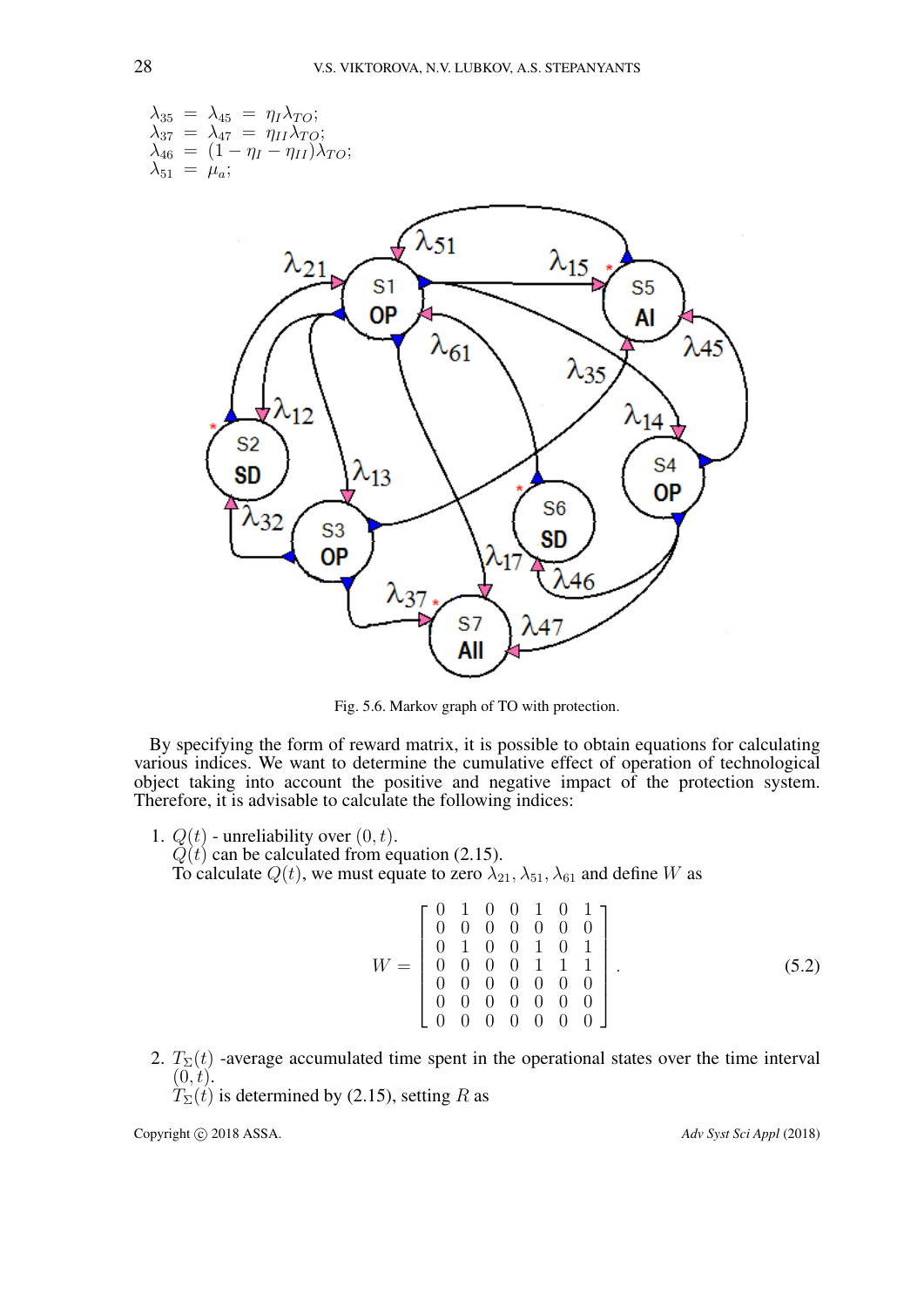$$
\begin{aligned}
\lambda_{35} &= \lambda_{45} = \eta_I \lambda_{TO};\\
\lambda_{37} &= \lambda_{47} = \eta_{II} \lambda_{TO};\\
\lambda_{46} &= (1 - \eta_I - \eta_{II})\lambda_{TO};\\
\lambda_{51} &= \mu_a;
\end{aligned}
$$

Fig. 5.6. Markov graph of TO with protection.

By specifying the form of reward matrix, it is possible to obtain equations for calculating various indices. We want to determine the cumulative effect of operation of technological object taking into account the positive and negative impact of the protection system. Therefore, it is advisable to calculate the following indices:

1. $Q(t)$ - unreliability over $(0, t)$.
   $Q(t)$ can be calculated from equation (2.15).
   To calculate $Q(t)$, we must equate to zero $\lambda_{21}, \lambda_{51}, \lambda_{61}$ and define $W$ as

$$
W = \begin{bmatrix}
0 & 1 & 0 & 0 & 1 & 0 & 1\\
0 & 0 & 0 & 0 & 0 & 0 & 0\\
0 & 1 & 0 & 0 & 1 & 0 & 1\\
0 & 0 & 0 & 0 & 1 & 1 & 1\\
0 & 0 & 0 & 0 & 0 & 0 & 0\\
0 & 0 & 0 & 0 & 0 & 0 & 0\\
0 & 0 & 0 & 0 & 0 & 0 & 0
\end{bmatrix}. \tag{5.2}
$$

2. $T_{\Sigma}(t)$ -average accumulated time spent in the operational states over the time interval $(0, t)$.
   $T_{\Sigma}(t)$ is determined by (2.15), setting $R$ as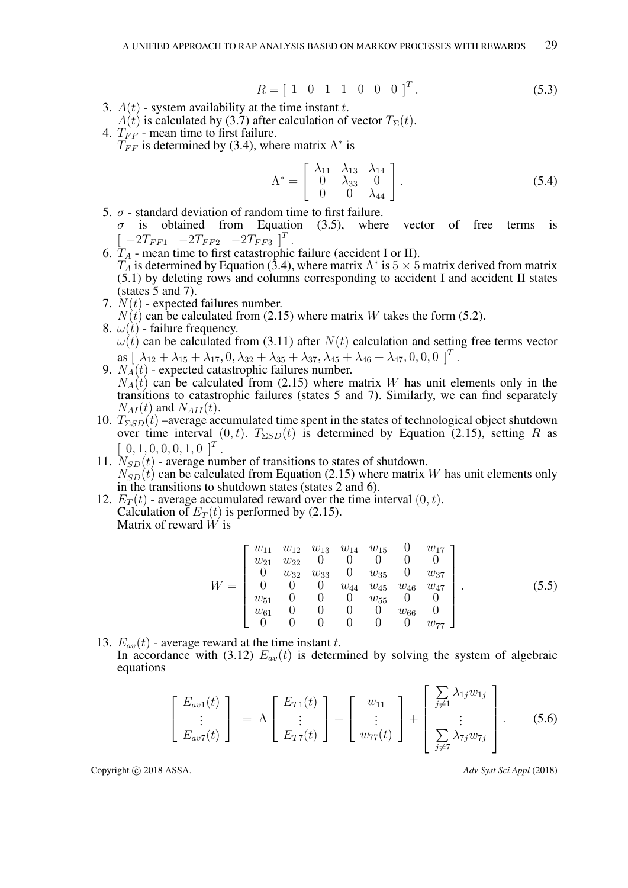$$R = \left[\begin{array}{ccccccc} 1 & 0 & 1 & 1 & 0 & 0 & 0 \end{array}\right]^T. \tag{5.3}$$

3. $A(t)$ - system availability at the time instant $t$.
   $A(t)$ is calculated by (3.7) after calculation of vector $T_\Sigma(t)$.
4. $T_{FF}$ - mean time to first failure.
   $T_{FF}$ is determined by (3.4), where matrix $\Lambda^*$ is

$$\Lambda^* = \left[\begin{array}{ccc} \lambda_{11} & \lambda_{13} & \lambda_{14} \\ 0 & \lambda_{33} & 0 \\ 0 & 0 & \lambda_{44} \end{array}\right]. \tag{5.4}$$

5. $\sigma$ - standard deviation of random time to first failure.
   $\sigma$ is obtained from Equation (3.5), where vector of free terms is $\left[\begin{array}{ccc} -2T_{FF1} & -2T_{FF2} & -2T_{FF3} \end{array}\right]^T$.
6. $T_A$ - mean time to first catastrophic failure (accident I or II).
   $T_A$ is determined by Equation (3.4), where matrix $\Lambda^*$ is $5 \times 5$ matrix derived from matrix (5.1) by deleting rows and columns corresponding to accident I and accident II states (states 5 and 7).
7. $N(t)$ - expected failures number.
   $N(t)$ can be calculated from (2.15) where matrix $W$ takes the form (5.2).
8. $\omega(t)$ - failure frequency.
   $\omega(t)$ can be calculated from (3.11) after $N(t)$ calculation and setting free terms vector as $\left[\ \lambda_{12} + \lambda_{15} + \lambda_{17}, 0, \lambda_{32} + \lambda_{35} + \lambda_{37}, \lambda_{45} + \lambda_{46} + \lambda_{47}, 0, 0, 0\ \right]^T$.
9. $N_A(t)$ - expected catastrophic failures number.
   $N_A(t)$ can be calculated from (2.15) where matrix $W$ has unit elements only in the transitions to catastrophic failures (states 5 and 7). Similarly, we can find separately $N_{AI}(t)$ and $N_{AII}(t)$.
10. $T_{\Sigma SD}(t)$ –average accumulated time spent in the states of technological object shutdown over time interval $(0, t)$. $T_{\Sigma SD}(t)$ is determined by Equation (2.15), setting $R$ as $\left[\ 0, 1, 0, 0, 0, 1, 0\ \right]^T$.
11. $N_{SD}(t)$ - average number of transitions to states of shutdown.
    $N_{SD}(t)$ can be calculated from Equation (2.15) where matrix $W$ has unit elements only in the transitions to shutdown states (states 2 and 6).
12. $E_T(t)$ - average accumulated reward over the time interval $(0, t)$.
    Calculation of $E_T(t)$ is performed by (2.15).
    Matrix of reward $W$ is

$$W = \left[\begin{array}{ccccccc} w_{11} & w_{12} & w_{13} & w_{14} & w_{15} & 0 & w_{17} \\ w_{21} & w_{22} & 0 & 0 & 0 & 0 & 0 \\ 0 & w_{32} & w_{33} & 0 & w_{35} & 0 & w_{37} \\ 0 & 0 & 0 & w_{44} & w_{45} & w_{46} & w_{47} \\ w_{51} & 0 & 0 & 0 & w_{55} & 0 & 0 \\ w_{61} & 0 & 0 & 0 & 0 & w_{66} & 0 \\ 0 & 0 & 0 & 0 & 0 & 0 & w_{77} \end{array}\right]. \tag{5.5}$$

13. $E_{av}(t)$ - average reward at the time instant $t$.
    In accordance with (3.12) $E_{av}(t)$ is determined by solving the system of algebraic equations

$$\left[\begin{array}{c} E_{av1}(t) \\ \vdots \\ E_{av7}(t) \end{array}\right] = \Lambda \left[\begin{array}{c} E_{T1}(t) \\ \vdots \\ E_{T7}(t) \end{array}\right] + \left[\begin{array}{c} w_{11} \\ \vdots \\ w_{77}(t) \end{array}\right] + \left[\begin{array}{c} \sum\limits_{j \neq 1} \lambda_{1j} w_{1j} \\ \vdots \\ \sum\limits_{j \neq 7} \lambda_{7j} w_{7j} \end{array}\right]. \tag{5.6}$$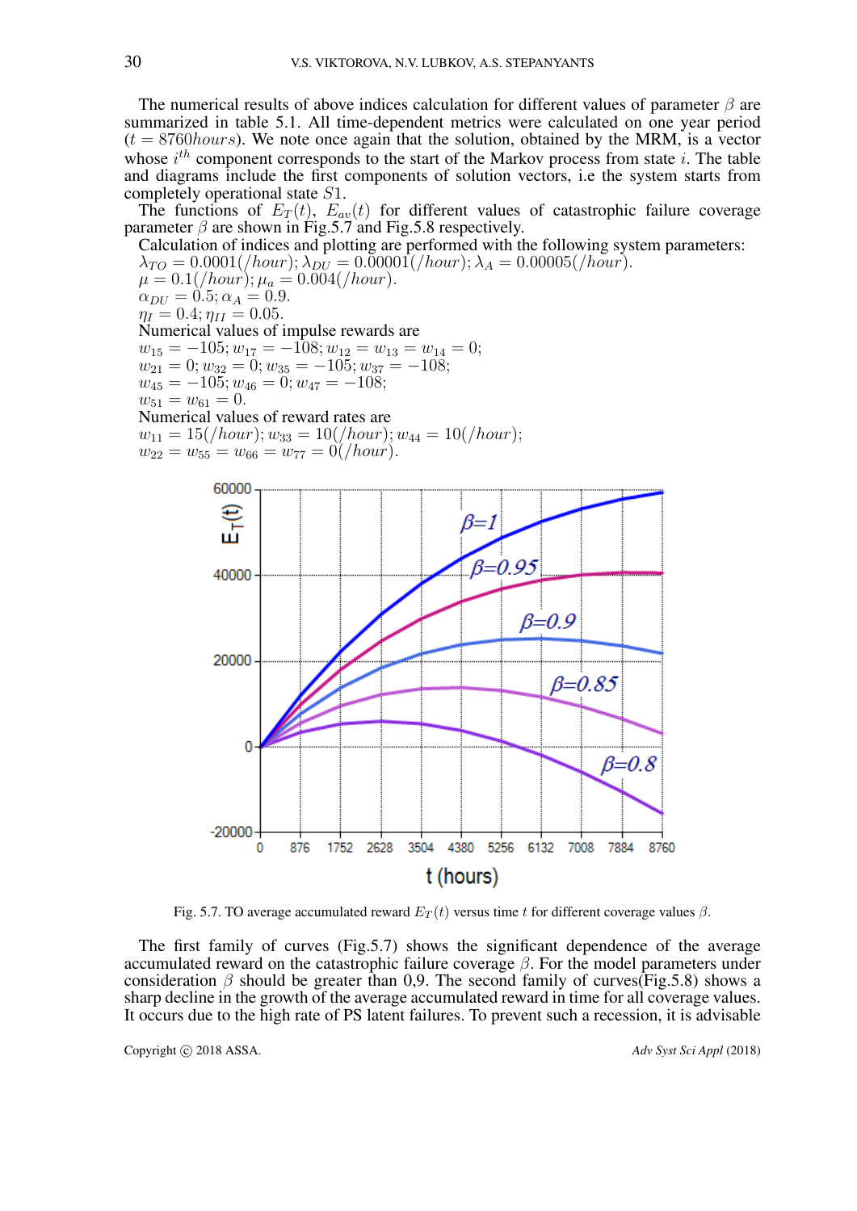The numerical results of above indices calculation for different values of parameter $\beta$ are summarized in table 5.1. All time-dependent metrics were calculated on one year period ($t = 8760 hours$). We note once again that the solution, obtained by the MRM, is a vector whose $i^{th}$ component corresponds to the start of the Markov process from state $i$. The table and diagrams include the first components of solution vectors, i.e the system starts from completely operational state $S1$.

The functions of $E_T(t)$, $E_{av}(t)$ for different values of catastrophic failure coverage parameter $\beta$ are shown in Fig.5.7 and Fig.5.8 respectively.

Calculation of indices and plotting are performed with the following system parameters:
$\lambda_{TO} = 0.0001(/hour); \lambda_{DU} = 0.00001(/hour); \lambda_A = 0.00005(/hour)$.
$\mu = 0.1(/hour); \mu_a = 0.004(/hour)$.
$\alpha_{DU} = 0.5; \alpha_A = 0.9$.
$\eta_I = 0.4; \eta_{II} = 0.05$.

Numerical values of impulse rewards are
$w_{15} = -105; w_{17} = -108; w_{12} = w_{13} = w_{14} = 0;$
$w_{21} = 0; w_{32} = 0; w_{35} = -105; w_{37} = -108;$
$w_{45} = -105; w_{46} = 0; w_{47} = -108;$
$w_{51} = w_{61} = 0.$

Numerical values of reward rates are
$w_{11} = 15(/hour); w_{33} = 10(/hour); w_{44} = 10(/hour);$
$w_{22} = w_{55} = w_{66} = w_{77} = 0(/hour).$

Fig. 5.7. TO average accumulated reward $E_T(t)$ versus time $t$ for different coverage values $\beta$.

The first family of curves (Fig.5.7) shows the significant dependence of the average accumulated reward on the catastrophic failure coverage $\beta$. For the model parameters under consideration $\beta$ should be greater than 0,9. The second family of curves(Fig.5.8) shows a sharp decline in the growth of the average accumulated reward in time for all coverage values. It occurs due to the high rate of PS latent failures. To prevent such a recession, it is advisable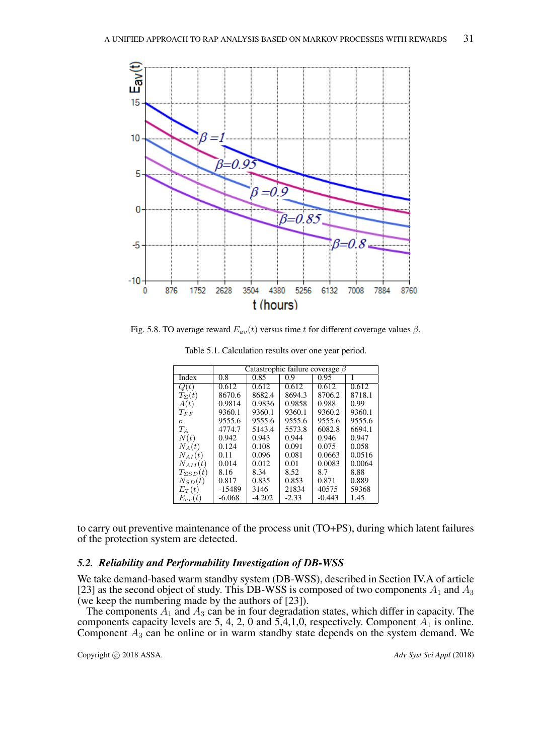Fig. 5.8. TO average reward $E_{av}(t)$ versus time $t$ for different coverage values $\beta$.

Table 5.1. Calculation results over one year period.

| | Catastrophic failure coverage $\beta$ | | | | |
|---|---|---|---|---|---|
| Index | 0.8 | 0.85 | 0.9 | 0.95 | 1 |
| $Q(t)$ | 0.612 | 0.612 | 0.612 | 0.612 | 0.612 |
| $T_{\Sigma}(t)$ | 8670.6 | 8682.4 | 8694.3 | 8706.2 | 8718.1 |
| $A(t)$ | 0.9814 | 0.9836 | 0.9858 | 0.988 | 0.99 |
| $T_{FF}$ | 9360.1 | 9360.1 | 9360.1 | 9360.2 | 9360.1 |
| $\sigma$ | 9555.6 | 9555.6 | 9555.6 | 9555.6 | 9555.6 |
| $T_A$ | 4774.7 | 5143.4 | 5573.8 | 6082.8 | 6694.1 |
| $N(t)$ | 0.942 | 0.943 | 0.944 | 0.946 | 0.947 |
| $N_A(t)$ | 0.124 | 0.108 | 0.091 | 0.075 | 0.058 |
| $N_{AI}(t)$ | 0.11 | 0.096 | 0.081 | 0.0663 | 0.0516 |
| $N_{AII}(t)$ | 0.014 | 0.012 | 0.01 | 0.0083 | 0.0064 |
| $T_{\Sigma SD}(t)$ | 8.16 | 8.34 | 8.52 | 8.7 | 8.88 |
| $N_{SD}(t)$ | 0.817 | 0.835 | 0.853 | 0.871 | 0.889 |
| $E_T(t)$ | -15489 | 3146 | 21834 | 40575 | 59368 |
| $E_{av}(t)$ | -6.068 | -4.202 | -2.33 | -0.443 | 1.45 |

to carry out preventive maintenance of the process unit (TO+PS), during which latent failures of the protection system are detected.

### 5.2. Reliability and Performability Investigation of DB-WSS

We take demand-based warm standby system (DB-WSS), described in Section IV.A of article [23] as the second object of study. This DB-WSS is composed of two components $A_1$ and $A_3$ (we keep the numbering made by the authors of [23]).

The components $A_1$ and $A_3$ can be in four degradation states, which differ in capacity. The components capacity levels are 5, 4, 2, 0 and 5,4,1,0, respectively. Component $A_1$ is online. Component $A_3$ can be online or in warm standby state depends on the system demand. We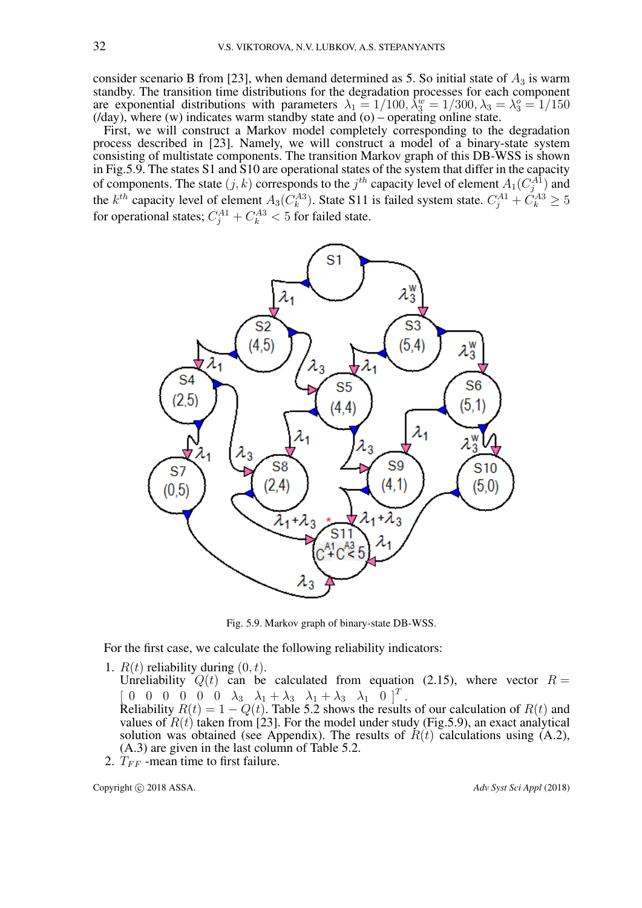consider scenario B from [23], when demand determined as 5. So initial state of $A_3$ is warm standby. The transition time distributions for the degradation processes for each component are exponential distributions with parameters $\lambda_1 = 1/100, \lambda_3^w = 1/300, \lambda_3 = \lambda_3^o = 1/150$ (/day), where (w) indicates warm standby state and (o) – operating online state.

First, we will construct a Markov model completely corresponding to the degradation process described in [23]. Namely, we will construct a model of a binary-state system consisting of multistate components. The transition Markov graph of this DB-WSS is shown in Fig.5.9. The states S1 and S10 are operational states of the system that differ in the capacity of components. The state $(j, k)$ corresponds to the $j^{th}$ capacity level of element $A_1(C_j^{A1})$ and the $k^{th}$ capacity level of element $A_3(C_k^{A3})$. State S11 is failed system state. $C_j^{A1} + C_k^{A3} \geq 5$ for operational states; $C_j^{A1} + C_k^{A3} < 5$ for failed state.

Fig. 5.9. Markov graph of binary-state DB-WSS.

For the first case, we calculate the following reliability indicators:

1. $R(t)$ reliability during $(0, t)$.
   Unreliability $Q(t)$ can be calculated from equation (2.15), where vector $R = \left[\begin{array}{ccccccccccc} 0 & 0 & 0 & 0 & 0 & 0 & \lambda_3 & \lambda_1 + \lambda_3 & \lambda_1 + \lambda_3 & \lambda_1 & 0 \end{array}\right]^T$.
   Reliability $R(t) = 1 - Q(t)$. Table 5.2 shows the results of our calculation of $R(t)$ and values of $R(t)$ taken from [23]. For the model under study (Fig.5.9), an exact analytical solution was obtained (see Appendix). The results of $R(t)$ calculations using (A.2), (A.3) are given in the last column of Table 5.2.
2. $T_{FF}$ -mean time to first failure.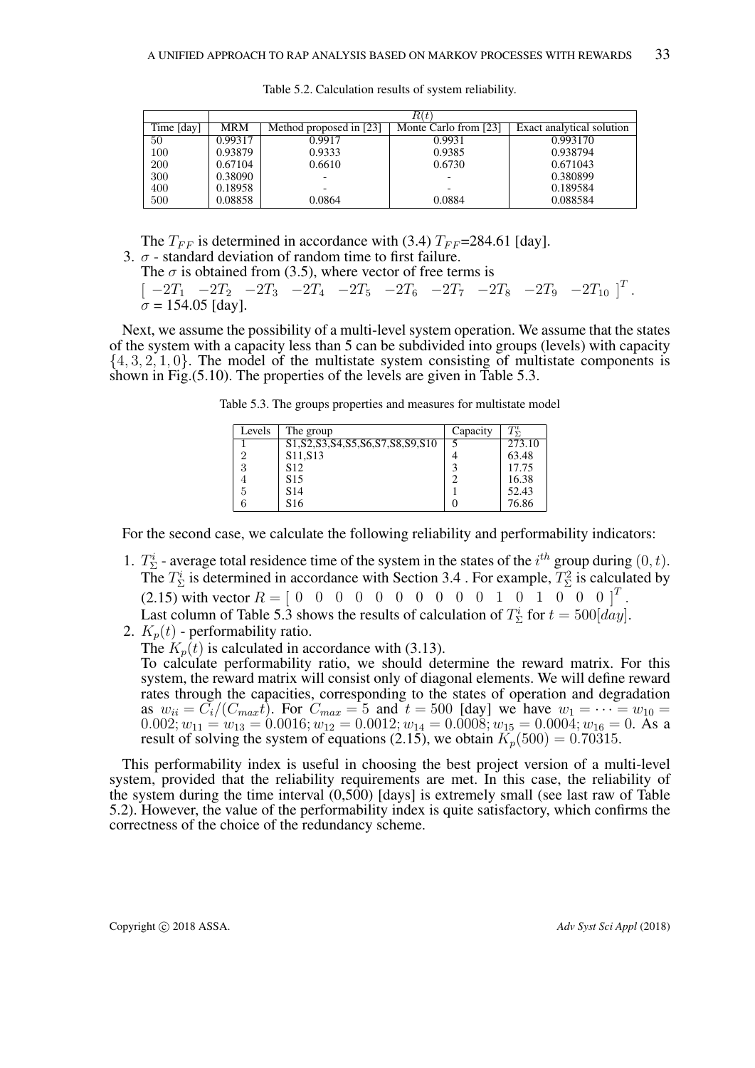Table 5.2. Calculation results of system reliability.

| | $R(t)$ | | | |
|---|---|---|---|---|
| Time [day] | MRM | Method proposed in [23] | Monte Carlo from [23] | Exact analytical solution |
| 50 | 0.99317 | 0.9917 | 0.9931 | 0.993170 |
| 100 | 0.93879 | 0.9333 | 0.9385 | 0.938794 |
| 200 | 0.67104 | 0.6610 | 0.6730 | 0.671043 |
| 300 | 0.38090 | - | - | 0.380899 |
| 400 | 0.18958 | - | - | 0.189584 |
| 500 | 0.08858 | 0.0864 | 0.0884 | 0.088584 |

The $T_{FF}$ is determined in accordance with (3.4) $T_{FF}$=284.61 [day].

3. $\sigma$ - standard deviation of random time to first failure.
   The $\sigma$ is obtained from (3.5), where vector of free terms is
   $\left[\begin{array}{cccccccccc} -2T_1 & -2T_2 & -2T_3 & -2T_4 & -2T_5 & -2T_6 & -2T_7 & -2T_8 & -2T_9 & -2T_{10} \end{array}\right]^T$.
   $\sigma$ = 154.05 [day].

Next, we assume the possibility of a multi-level system operation. We assume that the states of the system with a capacity less than 5 can be subdivided into groups (levels) with capacity $\{4, 3, 2, 1, 0\}$. The model of the multistate system consisting of multistate components is shown in Fig.(5.10). The properties of the levels are given in Table 5.3.

Table 5.3. The groups properties and measures for multistate model

| Levels | The group | Capacity | $T^i_\Sigma$ |
|---|---|---|---|
| 1 | S1,S2,S3,S4,S5,S6,S7,S8,S9,S10 | 5 | 273.10 |
| 2 | S11,S13 | 4 | 63.48 |
| 3 | S12 | 3 | 17.75 |
| 4 | S15 | 2 | 16.38 |
| 5 | S14 | 1 | 52.43 |
| 6 | S16 | 0 | 76.86 |

For the second case, we calculate the following reliability and performability indicators:

1. $T^i_\Sigma$ - average total residence time of the system in the states of the $i^{th}$ group during $(0, t)$. The $T^i_\Sigma$ is determined in accordance with Section 3.4 . For example, $T^2_\Sigma$ is calculated by (2.15) with vector $R = \left[\begin{array}{cccccccccccccccc} 0 & 0 & 0 & 0 & 0 & 0 & 0 & 0 & 0 & 0 & 1 & 0 & 1 & 0 & 0 & 0 \end{array}\right]^T$.
   Last column of Table 5.3 shows the results of calculation of $T^i_\Sigma$ for $t = 500[day]$.
2. $K_p(t)$ - performability ratio.
   The $K_p(t)$ is calculated in accordance with (3.13).
   To calculate performability ratio, we should determine the reward matrix. For this system, the reward matrix will consist only of diagonal elements. We will define reward rates through the capacities, corresponding to the states of operation and degradation as $w_{ii} = C_i/(C_{max}t)$. For $C_{max} = 5$ and $t = 500$ [day] we have $w_1 = \cdots = w_{10} = 0.002; w_{11} = w_{13} = 0.0016; w_{12} = 0.0012; w_{14} = 0.0008; w_{15} = 0.0004; w_{16} = 0$. As a result of solving the system of equations (2.15), we obtain $K_p(500) = 0.70315$.

This performability index is useful in choosing the best project version of a multi-level system, provided that the reliability requirements are met. In this case, the reliability of the system during the time interval (0,500) [days] is extremely small (see last raw of Table 5.2). However, the value of the performability index is quite satisfactory, which confirms the correctness of the choice of the redundancy scheme.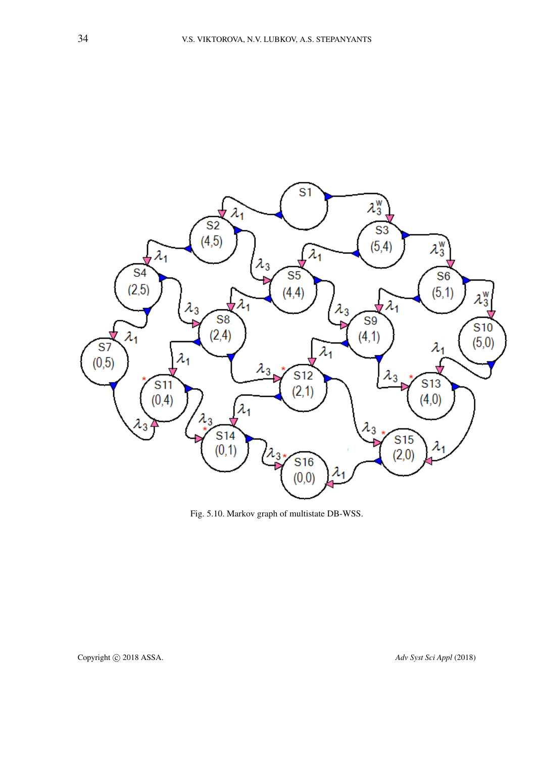Fig. 5.10. Markov graph of multistate DB-WSS.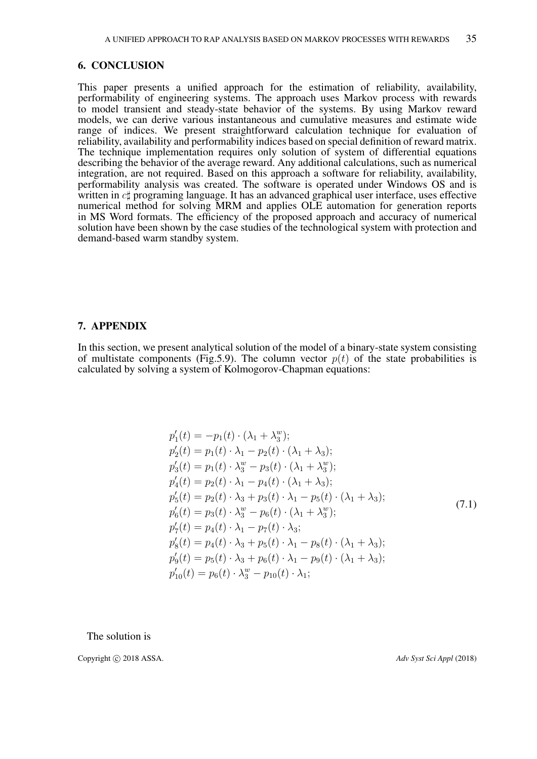## 6. CONCLUSION

This paper presents a unified approach for the estimation of reliability, availability, performability of engineering systems. The approach uses Markov process with rewards to model transient and steady-state behavior of the systems. By using Markov reward models, we can derive various instantaneous and cumulative measures and estimate wide range of indices. We present straightforward calculation technique for evaluation of reliability, availability and performability indices based on special definition of reward matrix. The technique implementation requires only solution of system of differential equations describing the behavior of the average reward. Any additional calculations, such as numerical integration, are not required. Based on this approach a software for reliability, availability, performability analysis was created. The software is operated under Windows OS and is written in $c\sharp$ programing language. It has an advanced graphical user interface, uses effective numerical method for solving MRM and applies OLE automation for generation reports in MS Word formats. The efficiency of the proposed approach and accuracy of numerical solution have been shown by the case studies of the technological system with protection and demand-based warm standby system.

## 7. APPENDIX

In this section, we present analytical solution of the model of a binary-state system consisting of multistate components (Fig.5.9). The column vector $p(t)$ of the state probabilities is calculated by solving a system of Kolmogorov-Chapman equations:

$$
\begin{aligned}
&p_1'(t) = -p_1(t) \cdot (\lambda_1 + \lambda_3^w);\\
&p_2'(t) = p_1(t) \cdot \lambda_1 - p_2(t) \cdot (\lambda_1 + \lambda_3);\\
&p_3'(t) = p_1(t) \cdot \lambda_3^w - p_3(t) \cdot (\lambda_1 + \lambda_3^w);\\
&p_4'(t) = p_2(t) \cdot \lambda_1 - p_4(t) \cdot (\lambda_1 + \lambda_3);\\
&p_5'(t) = p_2(t) \cdot \lambda_3 + p_3(t) \cdot \lambda_1 - p_5(t) \cdot (\lambda_1 + \lambda_3);\\
&p_6'(t) = p_3(t) \cdot \lambda_3^w - p_6(t) \cdot (\lambda_1 + \lambda_3^w);\\
&p_7'(t) = p_4(t) \cdot \lambda_1 - p_7(t) \cdot \lambda_3;\\
&p_8'(t) = p_4(t) \cdot \lambda_3 + p_5(t) \cdot \lambda_1 - p_8(t) \cdot (\lambda_1 + \lambda_3);\\
&p_9'(t) = p_5(t) \cdot \lambda_3 + p_6(t) \cdot \lambda_1 - p_9(t) \cdot (\lambda_1 + \lambda_3);\\
&p_{10}'(t) = p_6(t) \cdot \lambda_3^w - p_{10}(t) \cdot \lambda_1;
\end{aligned}
\tag{7.1}
$$

The solution is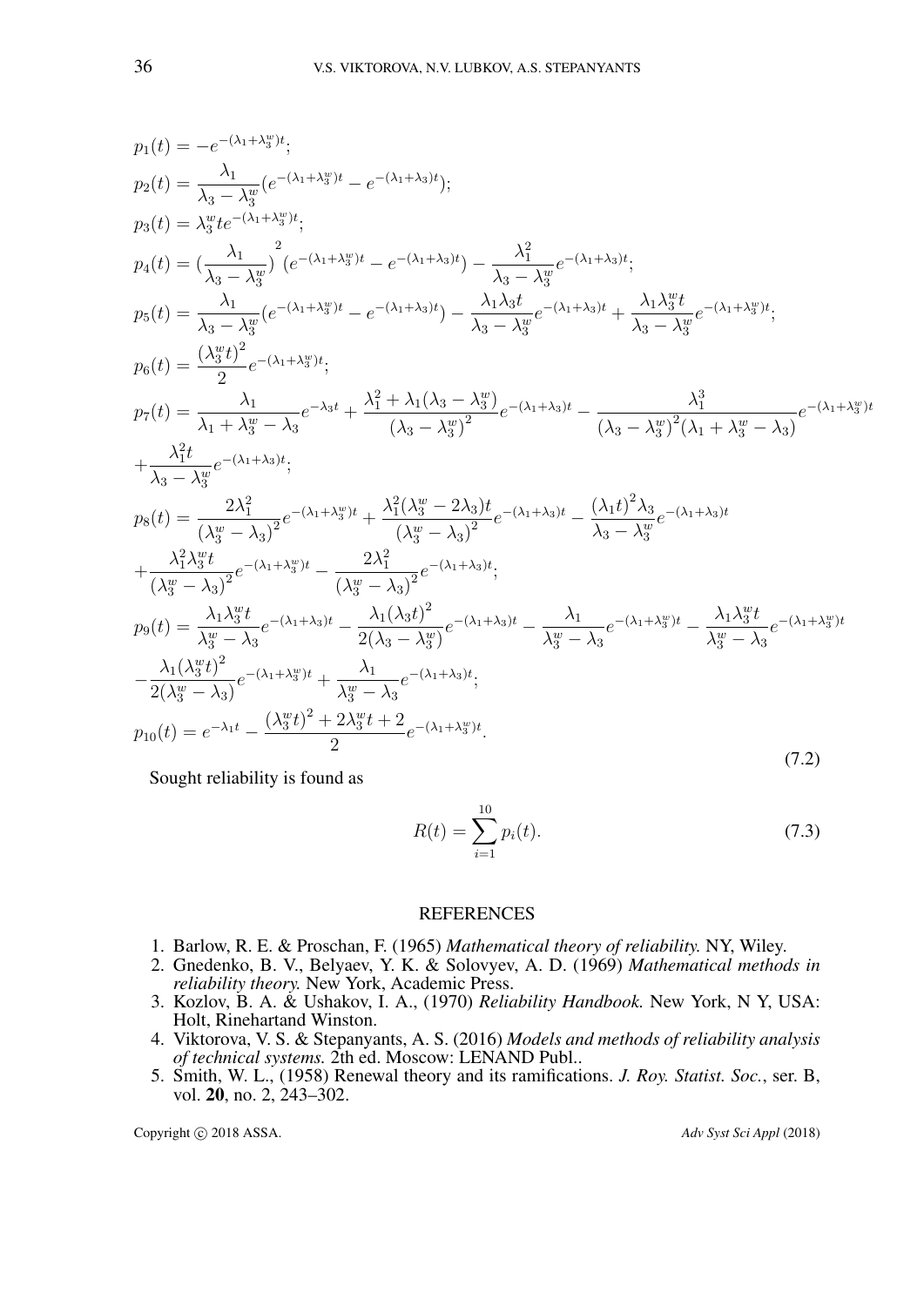$$
\begin{aligned}
&p_1(t) = -e^{-(\lambda_1+\lambda_3^w)t};\\
&p_2(t) = \frac{\lambda_1}{\lambda_3-\lambda_3^w}(e^{-(\lambda_1+\lambda_3^w)t} - e^{-(\lambda_1+\lambda_3)t});\\
&p_3(t) = \lambda_3^w t e^{-(\lambda_1+\lambda_3^w)t};\\
&p_4(t) = (\frac{\lambda_1}{\lambda_3-\lambda_3^w})^2(e^{-(\lambda_1+\lambda_3^w)t} - e^{-(\lambda_1+\lambda_3)t}) - \frac{\lambda_1^2}{\lambda_3-\lambda_3^w}e^{-(\lambda_1+\lambda_3)t};\\
&p_5(t) = \frac{\lambda_1}{\lambda_3-\lambda_3^w}(e^{-(\lambda_1+\lambda_3^w)t} - e^{-(\lambda_1+\lambda_3)t}) - \frac{\lambda_1\lambda_3 t}{\lambda_3-\lambda_3^w}e^{-(\lambda_1+\lambda_3)t} + \frac{\lambda_1\lambda_3^w t}{\lambda_3-\lambda_3^w}e^{-(\lambda_1+\lambda_3^w)t};\\
&p_6(t) = \frac{(\lambda_3^w t)^2}{2}e^{-(\lambda_1+\lambda_3^w)t};\\
&p_7(t) = \frac{\lambda_1}{\lambda_1+\lambda_3^w-\lambda_3}e^{-\lambda_3 t} + \frac{\lambda_1^2+\lambda_1(\lambda_3-\lambda_3^w)}{(\lambda_3-\lambda_3^w)^2}e^{-(\lambda_1+\lambda_3)t} - \frac{\lambda_1^3}{(\lambda_3-\lambda_3^w)^2(\lambda_1+\lambda_3^w-\lambda_3)}e^{-(\lambda_1+\lambda_3^w)t}\\
&+\frac{\lambda_1^2 t}{\lambda_3-\lambda_3^w}e^{-(\lambda_1+\lambda_3)t};\\
&p_8(t) = \frac{2\lambda_1^2}{(\lambda_3^w-\lambda_3)^2}e^{-(\lambda_1+\lambda_3^w)t} + \frac{\lambda_1^2(\lambda_3^w-2\lambda_3)t}{(\lambda_3^w-\lambda_3)^2}e^{-(\lambda_1+\lambda_3)t} - \frac{(\lambda_1 t)^2\lambda_3}{\lambda_3-\lambda_3^w}e^{-(\lambda_1+\lambda_3)t}\\
&+\frac{\lambda_1^2\lambda_3^w t}{(\lambda_3^w-\lambda_3)^2}e^{-(\lambda_1+\lambda_3^w)t} - \frac{2\lambda_1^2}{(\lambda_3^w-\lambda_3)^2}e^{-(\lambda_1+\lambda_3)t};\\
&p_9(t) = \frac{\lambda_1\lambda_3^w t}{\lambda_3^w-\lambda_3}e^{-(\lambda_1+\lambda_3)t} - \frac{\lambda_1(\lambda_3 t)^2}{2(\lambda_3-\lambda_3^w)}e^{-(\lambda_1+\lambda_3)t} - \frac{\lambda_1}{\lambda_3^w-\lambda_3}e^{-(\lambda_1+\lambda_3^w)t} - \frac{\lambda_1\lambda_3^w t}{\lambda_3^w-\lambda_3}e^{-(\lambda_1+\lambda_3^w)t}\\
&-\frac{\lambda_1(\lambda_3^w t)^2}{2(\lambda_3^w-\lambda_3)}e^{-(\lambda_1+\lambda_3^w)t} + \frac{\lambda_1}{\lambda_3^w-\lambda_3}e^{-(\lambda_1+\lambda_3)t};\\
&p_{10}(t) = e^{-\lambda_1 t} - \frac{(\lambda_3^w t)^2 + 2\lambda_3^w t + 2}{2}e^{-(\lambda_1+\lambda_3^w)t}.
\end{aligned}
\tag{7.2}
$$

Sought reliability is found as

$$
R(t) = \sum_{i=1}^{10} p_i(t). \tag{7.3}
$$

## REFERENCES

1. Barlow, R. E. & Proschan, F. (1965) *Mathematical theory of reliability.* NY, Wiley.
2. Gnedenko, B. V., Belyaev, Y. K. & Solovyev, A. D. (1969) *Mathematical methods in reliability theory.* New York, Academic Press.
3. Kozlov, B. A. & Ushakov, I. A., (1970) *Reliability Handbook.* New York, N Y, USA: Holt, Rinehartand Winston.
4. Viktorova, V. S. & Stepanyants, A. S. (2016) *Models and methods of reliability analysis of technical systems.* 2th ed. Moscow: LENAND Publ..
5. Smith, W. L., (1958) Renewal theory and its ramifications. *J. Roy. Statist. Soc.*, ser. B, vol. **20**, no. 2, 243–302.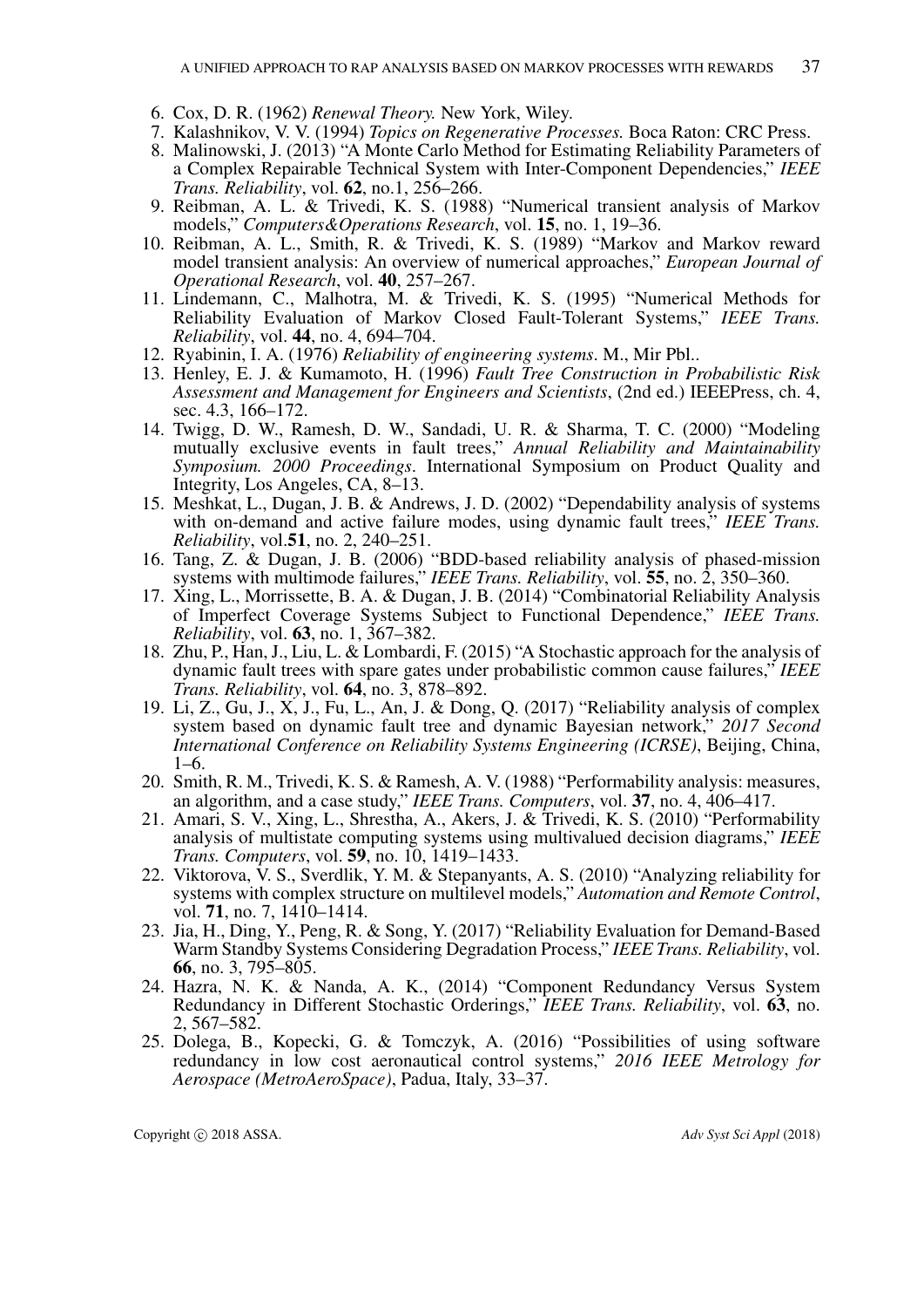6. Cox, D. R. (1962) *Renewal Theory.* New York, Wiley.
7. Kalashnikov, V. V. (1994) *Topics on Regenerative Processes.* Boca Raton: CRC Press.
8. Malinowski, J. (2013) "A Monte Carlo Method for Estimating Reliability Parameters of a Complex Repairable Technical System with Inter-Component Dependencies," *IEEE Trans. Reliability*, vol. **62**, no.1, 256–266.
9. Reibman, A. L. & Trivedi, K. S. (1988) "Numerical transient analysis of Markov models," *Computers&Operations Research*, vol. **15**, no. 1, 19–36.
10. Reibman, A. L., Smith, R. & Trivedi, K. S. (1989) "Markov and Markov reward model transient analysis: An overview of numerical approaches," *European Journal of Operational Research*, vol. **40**, 257–267.
11. Lindemann, C., Malhotra, M. & Trivedi, K. S. (1995) "Numerical Methods for Reliability Evaluation of Markov Closed Fault-Tolerant Systems," *IEEE Trans. Reliability*, vol. **44**, no. 4, 694–704.
12. Ryabinin, I. A. (1976) *Reliability of engineering systems*. M., Mir Pbl..
13. Henley, E. J. & Kumamoto, H. (1996) *Fault Tree Construction in Probabilistic Risk Assessment and Management for Engineers and Scientists*, (2nd ed.) IEEEPress, ch. 4, sec. 4.3, 166–172.
14. Twigg, D. W., Ramesh, D. W., Sandadi, U. R. & Sharma, T. C. (2000) "Modeling mutually exclusive events in fault trees," *Annual Reliability and Maintainability Symposium. 2000 Proceedings*. International Symposium on Product Quality and Integrity, Los Angeles, CA, 8–13.
15. Meshkat, L., Dugan, J. B. & Andrews, J. D. (2002) "Dependability analysis of systems with on-demand and active failure modes, using dynamic fault trees," *IEEE Trans. Reliability*, vol.**51**, no. 2, 240–251.
16. Tang, Z. & Dugan, J. B. (2006) "BDD-based reliability analysis of phased-mission systems with multimode failures," *IEEE Trans. Reliability*, vol. **55**, no. 2, 350–360.
17. Xing, L., Morrissette, B. A. & Dugan, J. B. (2014) "Combinatorial Reliability Analysis of Imperfect Coverage Systems Subject to Functional Dependence," *IEEE Trans. Reliability*, vol. **63**, no. 1, 367–382.
18. Zhu, P., Han, J., Liu, L. & Lombardi, F. (2015) "A Stochastic approach for the analysis of dynamic fault trees with spare gates under probabilistic common cause failures," *IEEE Trans. Reliability*, vol. **64**, no. 3, 878–892.
19. Li, Z., Gu, J., X, J., Fu, L., An, J. & Dong, Q. (2017) "Reliability analysis of complex system based on dynamic fault tree and dynamic Bayesian network," *2017 Second International Conference on Reliability Systems Engineering (ICRSE)*, Beijing, China, 1–6.
20. Smith, R. M., Trivedi, K. S. & Ramesh, A. V. (1988) "Performability analysis: measures, an algorithm, and a case study," *IEEE Trans. Computers*, vol. **37**, no. 4, 406–417.
21. Amari, S. V., Xing, L., Shrestha, A., Akers, J. & Trivedi, K. S. (2010) "Performability analysis of multistate computing systems using multivalued decision diagrams," *IEEE Trans. Computers*, vol. **59**, no. 10, 1419–1433.
22. Viktorova, V. S., Sverdlik, Y. M. & Stepanyants, A. S. (2010) "Analyzing reliability for systems with complex structure on multilevel models," *Automation and Remote Control*, vol. **71**, no. 7, 1410–1414.
23. Jia, H., Ding, Y., Peng, R. & Song, Y. (2017) "Reliability Evaluation for Demand-Based Warm Standby Systems Considering Degradation Process," *IEEE Trans. Reliability*, vol. **66**, no. 3, 795–805.
24. Hazra, N. K. & Nanda, A. K., (2014) "Component Redundancy Versus System Redundancy in Different Stochastic Orderings," *IEEE Trans. Reliability*, vol. **63**, no. 2, 567–582.
25. Dolega, B., Kopecki, G. & Tomczyk, A. (2016) "Possibilities of using software redundancy in low cost aeronautical control systems," *2016 IEEE Metrology for Aerospace (MetroAeroSpace)*, Padua, Italy, 33–37.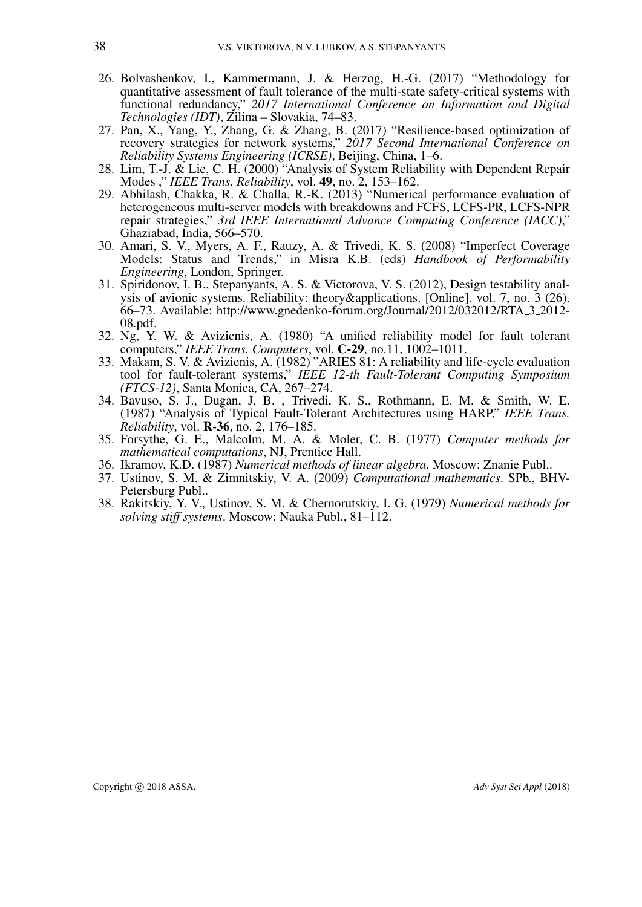26. Bolvashenkov, I., Kammermann, J. & Herzog, H.-G. (2017) "Methodology for quantitative assessment of fault tolerance of the multi-state safety-critical systems with functional redundancy," *2017 International Conference on Information and Digital Technologies (IDT)*, Zilina – Slovakia, 74–83.
27. Pan, X., Yang, Y., Zhang, G. & Zhang, B. (2017) "Resilience-based optimization of recovery strategies for network systems," *2017 Second International Conference on Reliability Systems Engineering (ICRSE)*, Beijing, China, 1–6.
28. Lim, T.-J. & Lie, C. H. (2000) "Analysis of System Reliability with Dependent Repair Modes ," *IEEE Trans. Reliability*, vol. **49**, no. 2, 153–162.
29. Abhilash, Chakka, R. & Challa, R.-K. (2013) "Numerical performance evaluation of heterogeneous multi-server models with breakdowns and FCFS, LCFS-PR, LCFS-NPR repair strategies," *3rd IEEE International Advance Computing Conference (IACC)*," Ghaziabad, India, 566–570.
30. Amari, S. V., Myers, A. F., Rauzy, A. & Trivedi, K. S. (2008) "Imperfect Coverage Models: Status and Trends," in Misra K.B. (eds) *Handbook of Performability Engineering*, London, Springer.
31. Spiridonov, I. B., Stepanyants, A. S. & Victorova, V. S. (2012), Design testability analysis of avionic systems. Reliability: theory&applications. [Online]. vol. 7, no. 3 (26). 66–73. Available: http://www.gnedenko-forum.org/Journal/2012/032012/RTA_3_2012-08.pdf.
32. Ng, Y. W. & Avizienis, A. (1980) "A unified reliability model for fault tolerant computers," *IEEE Trans. Computers*, vol. **C-29**, no.11, 1002–1011.
33. Makam, S. V. & Avizienis, A. (1982) "ARIES 81: A reliability and life-cycle evaluation tool for fault-tolerant systems," *IEEE 12-th Fault-Tolerant Computing Symposium (FTCS-12)*, Santa Monica, CA, 267–274.
34. Bavuso, S. J., Dugan, J. B. , Trivedi, K. S., Rothmann, E. M. & Smith, W. E. (1987) "Analysis of Typical Fault-Tolerant Architectures using HARP," *IEEE Trans. Reliability*, vol. **R-36**, no. 2, 176–185.
35. Forsythe, G. E., Malcolm, M. A. & Moler, C. B. (1977) *Computer methods for mathematical computations*, NJ, Prentice Hall.
36. Ikramov, K.D. (1987) *Numerical methods of linear algebra*. Moscow: Znanie Publ..
37. Ustinov, S. M. & Zimnitskiy, V. A. (2009) *Computational mathematics*. SPb., BHV-Petersburg Publ..
38. Rakitskiy, Y. V., Ustinov, S. M. & Chernorutskiy, I. G. (1979) *Numerical methods for solving stiff systems*. Moscow: Nauka Publ., 81–112.